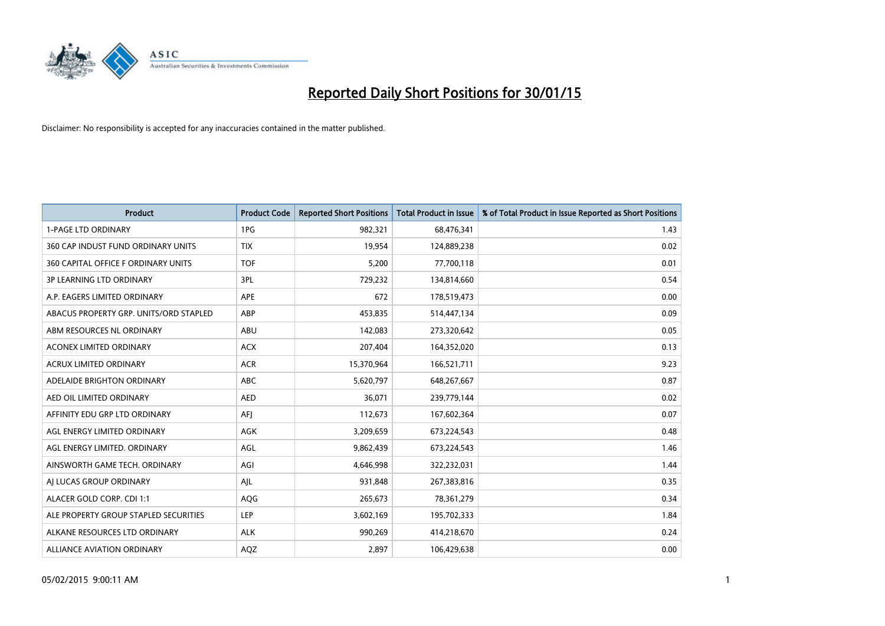# Reported Daily Short Positions for 30/01/15

Disclaimer: No responsibility is accepted for any inaccuracies contained in the matter published.

| Product | Product Code | Reported Short Positions | Total Product in Issue | % of Total Product in Issue Reported as Short Positions |
|---|---|---|---|---|
| 1-PAGE LTD ORDINARY | 1PG | 982,321 | 68,476,341 | 1.43 |
| 360 CAP INDUST FUND ORDINARY UNITS | TIX | 19,954 | 124,889,238 | 0.02 |
| 360 CAPITAL OFFICE F ORDINARY UNITS | TOF | 5,200 | 77,700,118 | 0.01 |
| 3P LEARNING LTD ORDINARY | 3PL | 729,232 | 134,814,660 | 0.54 |
| A.P. EAGERS LIMITED ORDINARY | APE | 672 | 178,519,473 | 0.00 |
| ABACUS PROPERTY GRP. UNITS/ORD STAPLED | ABP | 453,835 | 514,447,134 | 0.09 |
| ABM RESOURCES NL ORDINARY | ABU | 142,083 | 273,320,642 | 0.05 |
| ACONEX LIMITED ORDINARY | ACX | 207,404 | 164,352,020 | 0.13 |
| ACRUX LIMITED ORDINARY | ACR | 15,370,964 | 166,521,711 | 9.23 |
| ADELAIDE BRIGHTON ORDINARY | ABC | 5,620,797 | 648,267,667 | 0.87 |
| AED OIL LIMITED ORDINARY | AED | 36,071 | 239,779,144 | 0.02 |
| AFFINITY EDU GRP LTD ORDINARY | AFJ | 112,673 | 167,602,364 | 0.07 |
| AGL ENERGY LIMITED ORDINARY | AGK | 3,209,659 | 673,224,543 | 0.48 |
| AGL ENERGY LIMITED. ORDINARY | AGL | 9,862,439 | 673,224,543 | 1.46 |
| AINSWORTH GAME TECH. ORDINARY | AGI | 4,646,998 | 322,232,031 | 1.44 |
| AJ LUCAS GROUP ORDINARY | AJL | 931,848 | 267,383,816 | 0.35 |
| ALACER GOLD CORP. CDI 1:1 | AQG | 265,673 | 78,361,279 | 0.34 |
| ALE PROPERTY GROUP STAPLED SECURITIES | LEP | 3,602,169 | 195,702,333 | 1.84 |
| ALKANE RESOURCES LTD ORDINARY | ALK | 990,269 | 414,218,670 | 0.24 |
| ALLIANCE AVIATION ORDINARY | AQZ | 2,897 | 106,429,638 | 0.00 |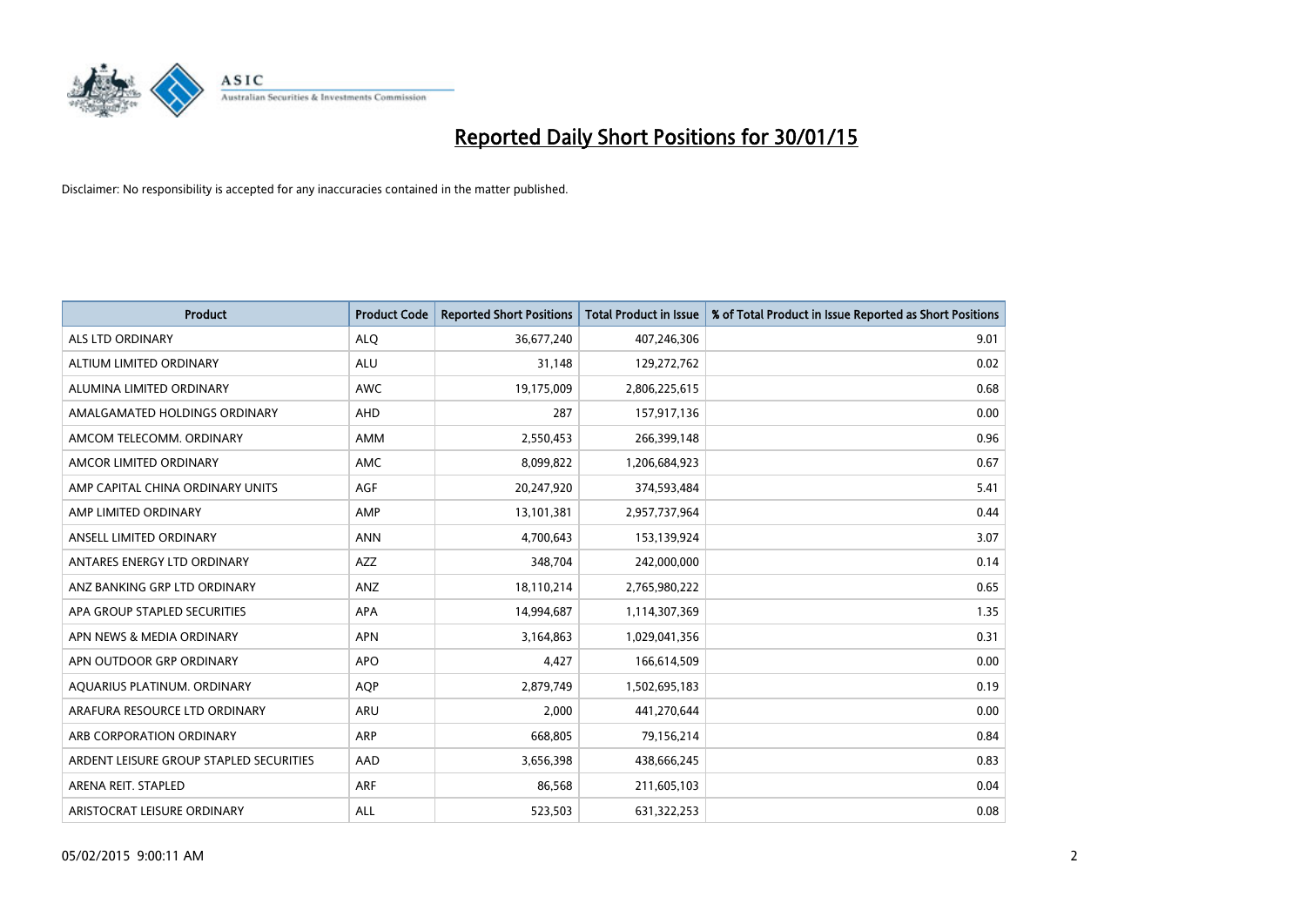# Reported Daily Short Positions for 30/01/15

Disclaimer: No responsibility is accepted for any inaccuracies contained in the matter published.

| Product | Product Code | Reported Short Positions | Total Product in Issue | % of Total Product in Issue Reported as Short Positions |
| --- | --- | --- | --- | --- |
| ALS LTD ORDINARY | ALQ | 36,677,240 | 407,246,306 | 9.01 |
| ALTIUM LIMITED ORDINARY | ALU | 31,148 | 129,272,762 | 0.02 |
| ALUMINA LIMITED ORDINARY | AWC | 19,175,009 | 2,806,225,615 | 0.68 |
| AMALGAMATED HOLDINGS ORDINARY | AHD | 287 | 157,917,136 | 0.00 |
| AMCOM TELECOMM. ORDINARY | AMM | 2,550,453 | 266,399,148 | 0.96 |
| AMCOR LIMITED ORDINARY | AMC | 8,099,822 | 1,206,684,923 | 0.67 |
| AMP CAPITAL CHINA ORDINARY UNITS | AGF | 20,247,920 | 374,593,484 | 5.41 |
| AMP LIMITED ORDINARY | AMP | 13,101,381 | 2,957,737,964 | 0.44 |
| ANSELL LIMITED ORDINARY | ANN | 4,700,643 | 153,139,924 | 3.07 |
| ANTARES ENERGY LTD ORDINARY | AZZ | 348,704 | 242,000,000 | 0.14 |
| ANZ BANKING GRP LTD ORDINARY | ANZ | 18,110,214 | 2,765,980,222 | 0.65 |
| APA GROUP STAPLED SECURITIES | APA | 14,994,687 | 1,114,307,369 | 1.35 |
| APN NEWS & MEDIA ORDINARY | APN | 3,164,863 | 1,029,041,356 | 0.31 |
| APN OUTDOOR GRP ORDINARY | APO | 4,427 | 166,614,509 | 0.00 |
| AQUARIUS PLATINUM. ORDINARY | AQP | 2,879,749 | 1,502,695,183 | 0.19 |
| ARAFURA RESOURCE LTD ORDINARY | ARU | 2,000 | 441,270,644 | 0.00 |
| ARB CORPORATION ORDINARY | ARP | 668,805 | 79,156,214 | 0.84 |
| ARDENT LEISURE GROUP STAPLED SECURITIES | AAD | 3,656,398 | 438,666,245 | 0.83 |
| ARENA REIT. STAPLED | ARF | 86,568 | 211,605,103 | 0.04 |
| ARISTOCRAT LEISURE ORDINARY | ALL | 523,503 | 631,322,253 | 0.08 |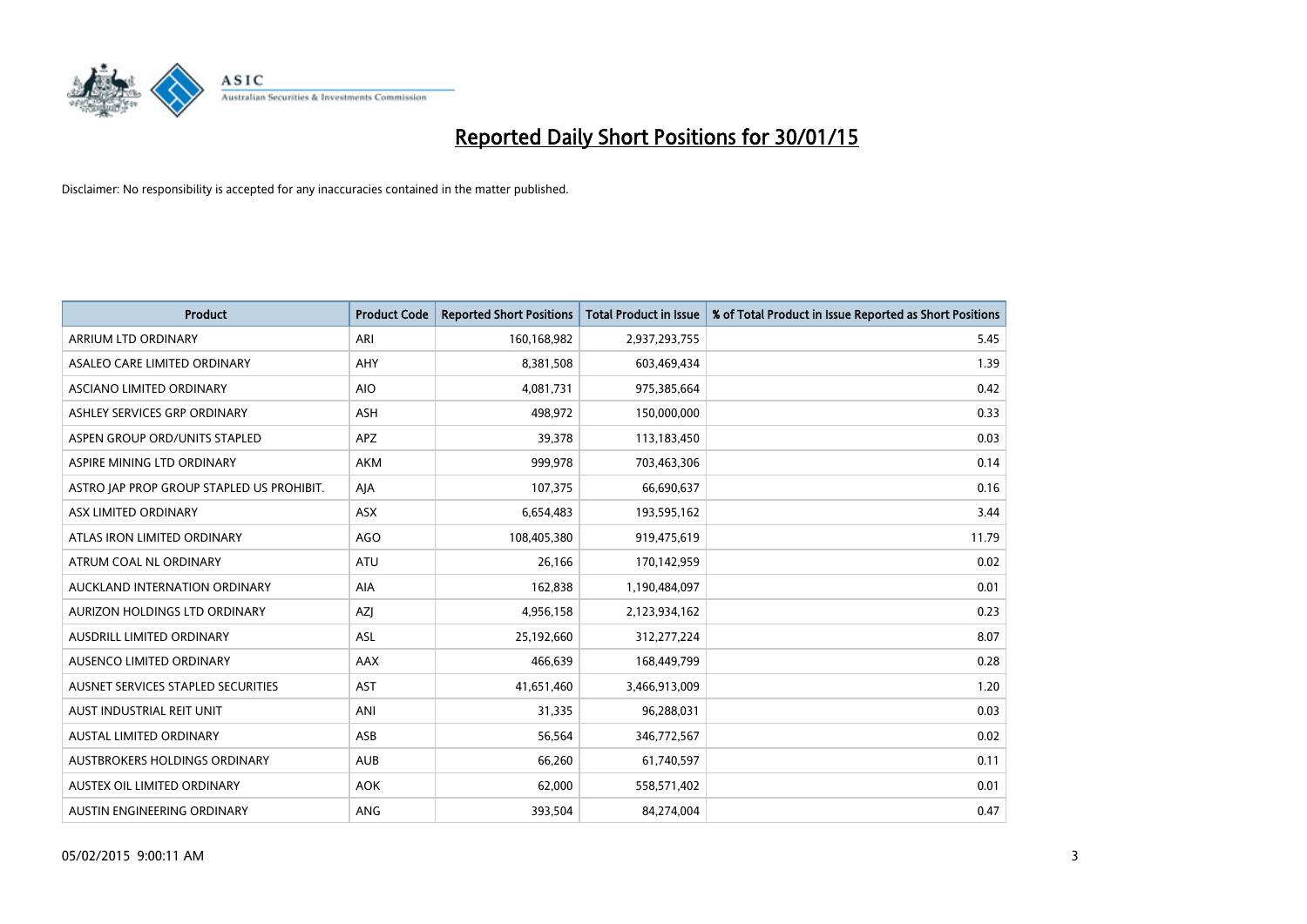# Reported Daily Short Positions for 30/01/15

Disclaimer: No responsibility is accepted for any inaccuracies contained in the matter published.

| Product | Product Code | Reported Short Positions | Total Product in Issue | % of Total Product in Issue Reported as Short Positions |
|---|---|---|---|---|
| ARRIUM LTD ORDINARY | ARI | 160,168,982 | 2,937,293,755 | 5.45 |
| ASALEO CARE LIMITED ORDINARY | AHY | 8,381,508 | 603,469,434 | 1.39 |
| ASCIANO LIMITED ORDINARY | AIO | 4,081,731 | 975,385,664 | 0.42 |
| ASHLEY SERVICES GRP ORDINARY | ASH | 498,972 | 150,000,000 | 0.33 |
| ASPEN GROUP ORD/UNITS STAPLED | APZ | 39,378 | 113,183,450 | 0.03 |
| ASPIRE MINING LTD ORDINARY | AKM | 999,978 | 703,463,306 | 0.14 |
| ASTRO JAP PROP GROUP STAPLED US PROHIBIT. | AJA | 107,375 | 66,690,637 | 0.16 |
| ASX LIMITED ORDINARY | ASX | 6,654,483 | 193,595,162 | 3.44 |
| ATLAS IRON LIMITED ORDINARY | AGO | 108,405,380 | 919,475,619 | 11.79 |
| ATRUM COAL NL ORDINARY | ATU | 26,166 | 170,142,959 | 0.02 |
| AUCKLAND INTERNATION ORDINARY | AIA | 162,838 | 1,190,484,097 | 0.01 |
| AURIZON HOLDINGS LTD ORDINARY | AZJ | 4,956,158 | 2,123,934,162 | 0.23 |
| AUSDRILL LIMITED ORDINARY | ASL | 25,192,660 | 312,277,224 | 8.07 |
| AUSENCO LIMITED ORDINARY | AAX | 466,639 | 168,449,799 | 0.28 |
| AUSNET SERVICES STAPLED SECURITIES | AST | 41,651,460 | 3,466,913,009 | 1.20 |
| AUST INDUSTRIAL REIT UNIT | ANI | 31,335 | 96,288,031 | 0.03 |
| AUSTAL LIMITED ORDINARY | ASB | 56,564 | 346,772,567 | 0.02 |
| AUSTBROKERS HOLDINGS ORDINARY | AUB | 66,260 | 61,740,597 | 0.11 |
| AUSTEX OIL LIMITED ORDINARY | AOK | 62,000 | 558,571,402 | 0.01 |
| AUSTIN ENGINEERING ORDINARY | ANG | 393,504 | 84,274,004 | 0.47 |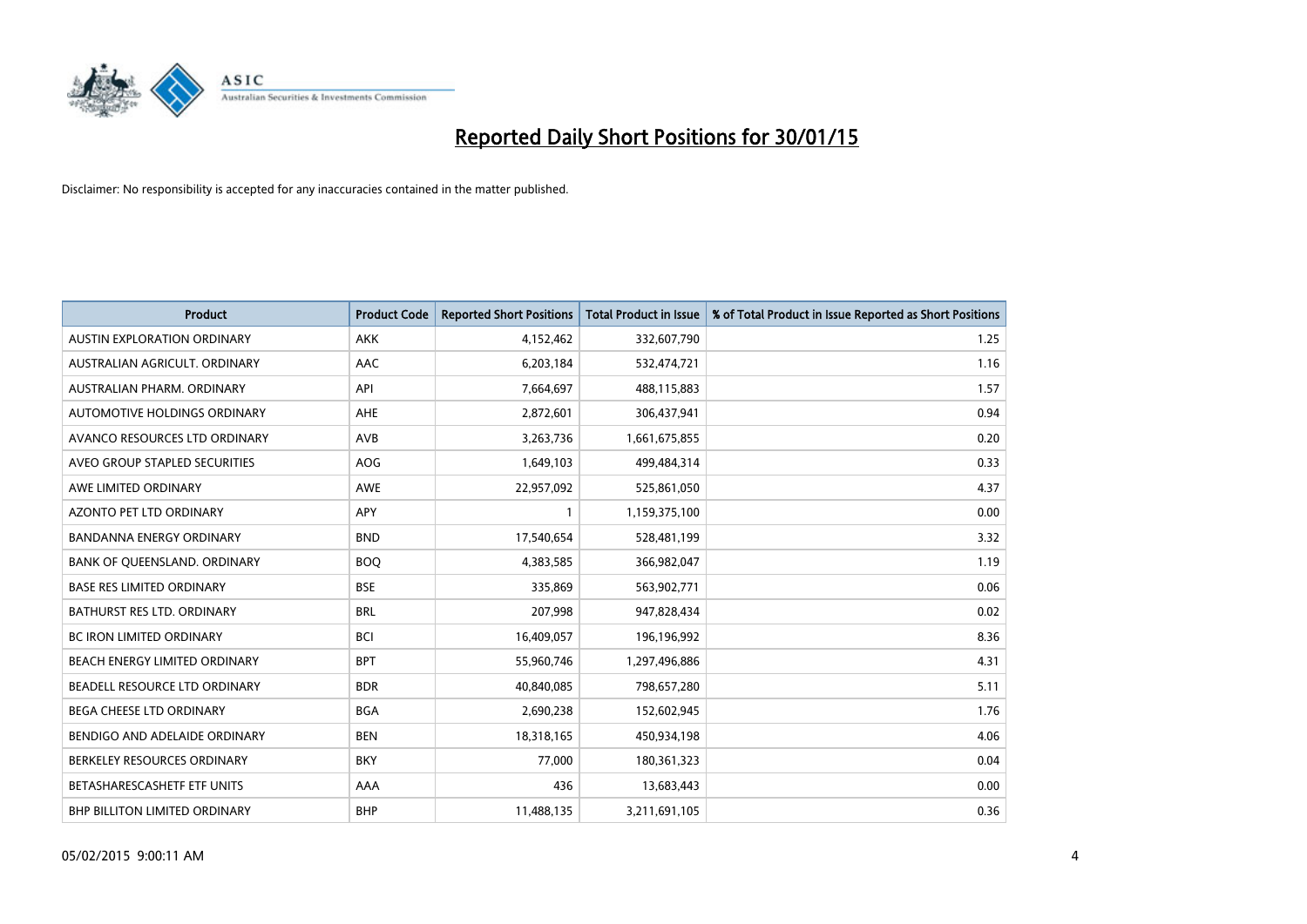# Reported Daily Short Positions for 30/01/15

Disclaimer: No responsibility is accepted for any inaccuracies contained in the matter published.

| Product | Product Code | Reported Short Positions | Total Product in Issue | % of Total Product in Issue Reported as Short Positions |
|---|---|---|---|---|
| AUSTIN EXPLORATION ORDINARY | AKK | 4,152,462 | 332,607,790 | 1.25 |
| AUSTRALIAN AGRICULT. ORDINARY | AAC | 6,203,184 | 532,474,721 | 1.16 |
| AUSTRALIAN PHARM. ORDINARY | API | 7,664,697 | 488,115,883 | 1.57 |
| AUTOMOTIVE HOLDINGS ORDINARY | AHE | 2,872,601 | 306,437,941 | 0.94 |
| AVANCO RESOURCES LTD ORDINARY | AVB | 3,263,736 | 1,661,675,855 | 0.20 |
| AVEO GROUP STAPLED SECURITIES | AOG | 1,649,103 | 499,484,314 | 0.33 |
| AWE LIMITED ORDINARY | AWE | 22,957,092 | 525,861,050 | 4.37 |
| AZONTO PET LTD ORDINARY | APY | 1 | 1,159,375,100 | 0.00 |
| BANDANNA ENERGY ORDINARY | BND | 17,540,654 | 528,481,199 | 3.32 |
| BANK OF QUEENSLAND. ORDINARY | BOQ | 4,383,585 | 366,982,047 | 1.19 |
| BASE RES LIMITED ORDINARY | BSE | 335,869 | 563,902,771 | 0.06 |
| BATHURST RES LTD. ORDINARY | BRL | 207,998 | 947,828,434 | 0.02 |
| BC IRON LIMITED ORDINARY | BCI | 16,409,057 | 196,196,992 | 8.36 |
| BEACH ENERGY LIMITED ORDINARY | BPT | 55,960,746 | 1,297,496,886 | 4.31 |
| BEADELL RESOURCE LTD ORDINARY | BDR | 40,840,085 | 798,657,280 | 5.11 |
| BEGA CHEESE LTD ORDINARY | BGA | 2,690,238 | 152,602,945 | 1.76 |
| BENDIGO AND ADELAIDE ORDINARY | BEN | 18,318,165 | 450,934,198 | 4.06 |
| BERKELEY RESOURCES ORDINARY | BKY | 77,000 | 180,361,323 | 0.04 |
| BETASHARESCASHETF ETF UNITS | AAA | 436 | 13,683,443 | 0.00 |
| BHP BILLITON LIMITED ORDINARY | BHP | 11,488,135 | 3,211,691,105 | 0.36 |

05/02/2015 9:00:11 AM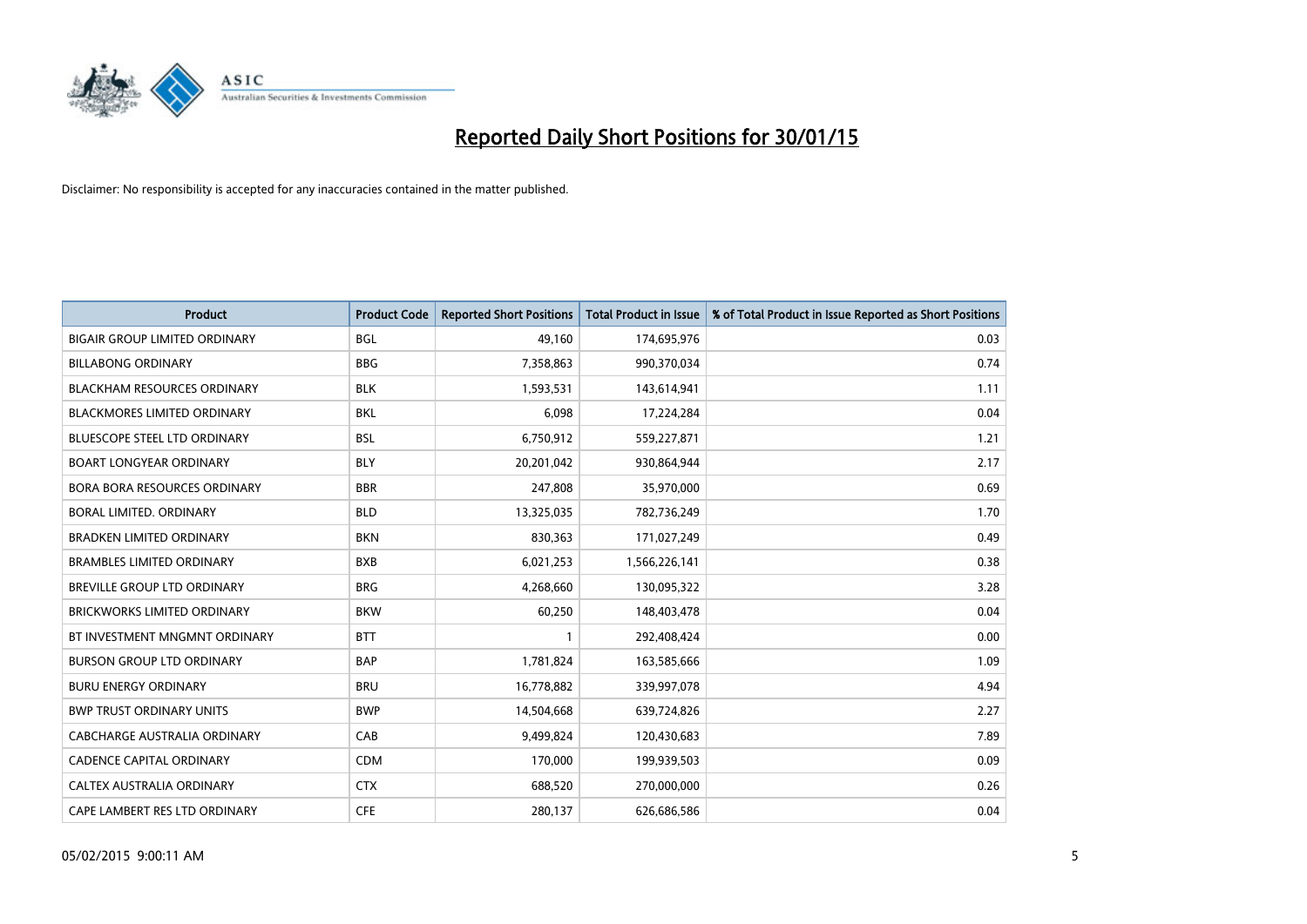# Reported Daily Short Positions for 30/01/15

Disclaimer: No responsibility is accepted for any inaccuracies contained in the matter published.

| Product | Product Code | Reported Short Positions | Total Product in Issue | % of Total Product in Issue Reported as Short Positions |
|---|---|---|---|---|
| BIGAIR GROUP LIMITED ORDINARY | BGL | 49,160 | 174,695,976 | 0.03 |
| BILLABONG ORDINARY | BBG | 7,358,863 | 990,370,034 | 0.74 |
| BLACKHAM RESOURCES ORDINARY | BLK | 1,593,531 | 143,614,941 | 1.11 |
| BLACKMORES LIMITED ORDINARY | BKL | 6,098 | 17,224,284 | 0.04 |
| BLUESCOPE STEEL LTD ORDINARY | BSL | 6,750,912 | 559,227,871 | 1.21 |
| BOART LONGYEAR ORDINARY | BLY | 20,201,042 | 930,864,944 | 2.17 |
| BORA BORA RESOURCES ORDINARY | BBR | 247,808 | 35,970,000 | 0.69 |
| BORAL LIMITED. ORDINARY | BLD | 13,325,035 | 782,736,249 | 1.70 |
| BRADKEN LIMITED ORDINARY | BKN | 830,363 | 171,027,249 | 0.49 |
| BRAMBLES LIMITED ORDINARY | BXB | 6,021,253 | 1,566,226,141 | 0.38 |
| BREVILLE GROUP LTD ORDINARY | BRG | 4,268,660 | 130,095,322 | 3.28 |
| BRICKWORKS LIMITED ORDINARY | BKW | 60,250 | 148,403,478 | 0.04 |
| BT INVESTMENT MNGMNT ORDINARY | BTT | 1 | 292,408,424 | 0.00 |
| BURSON GROUP LTD ORDINARY | BAP | 1,781,824 | 163,585,666 | 1.09 |
| BURU ENERGY ORDINARY | BRU | 16,778,882 | 339,997,078 | 4.94 |
| BWP TRUST ORDINARY UNITS | BWP | 14,504,668 | 639,724,826 | 2.27 |
| CABCHARGE AUSTRALIA ORDINARY | CAB | 9,499,824 | 120,430,683 | 7.89 |
| CADENCE CAPITAL ORDINARY | CDM | 170,000 | 199,939,503 | 0.09 |
| CALTEX AUSTRALIA ORDINARY | CTX | 688,520 | 270,000,000 | 0.26 |
| CAPE LAMBERT RES LTD ORDINARY | CFE | 280,137 | 626,686,586 | 0.04 |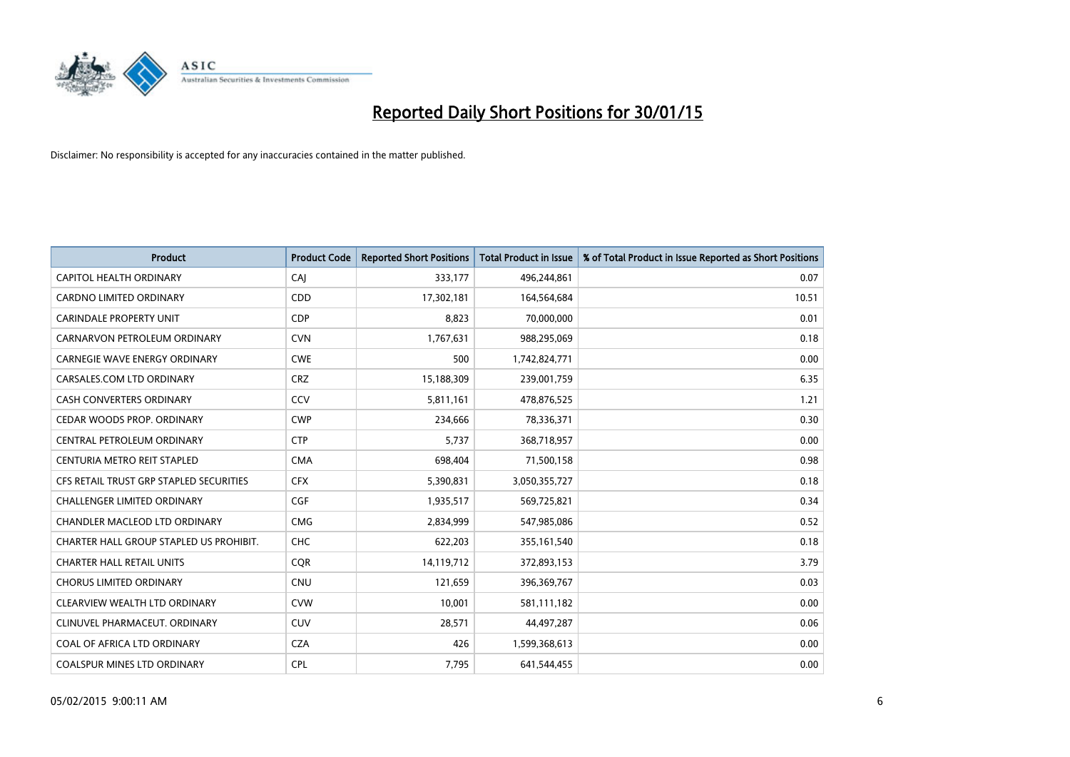# Reported Daily Short Positions for 30/01/15

Disclaimer: No responsibility is accepted for any inaccuracies contained in the matter published.

| Product | Product Code | Reported Short Positions | Total Product in Issue | % of Total Product in Issue Reported as Short Positions |
|---|---|---|---|---|
| CAPITOL HEALTH ORDINARY | CAJ | 333,177 | 496,244,861 | 0.07 |
| CARDNO LIMITED ORDINARY | CDD | 17,302,181 | 164,564,684 | 10.51 |
| CARINDALE PROPERTY UNIT | CDP | 8,823 | 70,000,000 | 0.01 |
| CARNARVON PETROLEUM ORDINARY | CVN | 1,767,631 | 988,295,069 | 0.18 |
| CARNEGIE WAVE ENERGY ORDINARY | CWE | 500 | 1,742,824,771 | 0.00 |
| CARSALES.COM LTD ORDINARY | CRZ | 15,188,309 | 239,001,759 | 6.35 |
| CASH CONVERTERS ORDINARY | CCV | 5,811,161 | 478,876,525 | 1.21 |
| CEDAR WOODS PROP. ORDINARY | CWP | 234,666 | 78,336,371 | 0.30 |
| CENTRAL PETROLEUM ORDINARY | CTP | 5,737 | 368,718,957 | 0.00 |
| CENTURIA METRO REIT STAPLED | CMA | 698,404 | 71,500,158 | 0.98 |
| CFS RETAIL TRUST GRP STAPLED SECURITIES | CFX | 5,390,831 | 3,050,355,727 | 0.18 |
| CHALLENGER LIMITED ORDINARY | CGF | 1,935,517 | 569,725,821 | 0.34 |
| CHANDLER MACLEOD LTD ORDINARY | CMG | 2,834,999 | 547,985,086 | 0.52 |
| CHARTER HALL GROUP STAPLED US PROHIBIT. | CHC | 622,203 | 355,161,540 | 0.18 |
| CHARTER HALL RETAIL UNITS | CQR | 14,119,712 | 372,893,153 | 3.79 |
| CHORUS LIMITED ORDINARY | CNU | 121,659 | 396,369,767 | 0.03 |
| CLEARVIEW WEALTH LTD ORDINARY | CVW | 10,001 | 581,111,182 | 0.00 |
| CLINUVEL PHARMACEUT. ORDINARY | CUV | 28,571 | 44,497,287 | 0.06 |
| COAL OF AFRICA LTD ORDINARY | CZA | 426 | 1,599,368,613 | 0.00 |
| COALSPUR MINES LTD ORDINARY | CPL | 7,795 | 641,544,455 | 0.00 |

05/02/2015 9:00:11 AM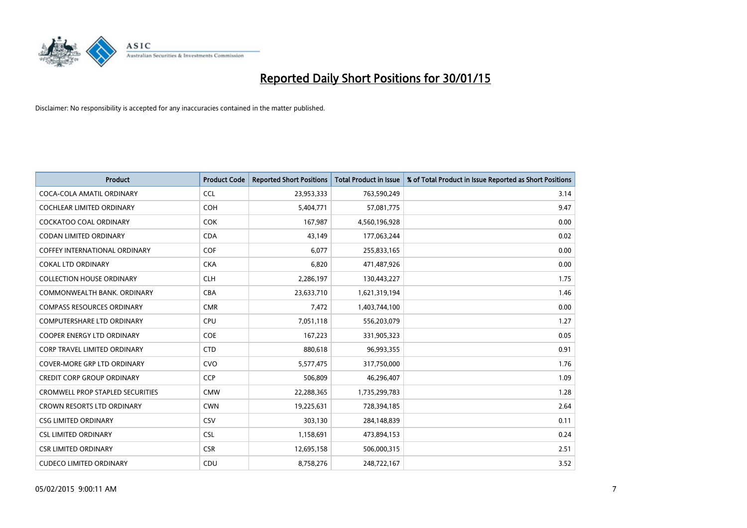# Reported Daily Short Positions for 30/01/15

Disclaimer: No responsibility is accepted for any inaccuracies contained in the matter published.

| Product | Product Code | Reported Short Positions | Total Product in Issue | % of Total Product in Issue Reported as Short Positions |
|---|---|---|---|---|
| COCA-COLA AMATIL ORDINARY | CCL | 23,953,333 | 763,590,249 | 3.14 |
| COCHLEAR LIMITED ORDINARY | COH | 5,404,771 | 57,081,775 | 9.47 |
| COCKATOO COAL ORDINARY | COK | 167,987 | 4,560,196,928 | 0.00 |
| CODAN LIMITED ORDINARY | CDA | 43,149 | 177,063,244 | 0.02 |
| COFFEY INTERNATIONAL ORDINARY | COF | 6,077 | 255,833,165 | 0.00 |
| COKAL LTD ORDINARY | CKA | 6,820 | 471,487,926 | 0.00 |
| COLLECTION HOUSE ORDINARY | CLH | 2,286,197 | 130,443,227 | 1.75 |
| COMMONWEALTH BANK. ORDINARY | CBA | 23,633,710 | 1,621,319,194 | 1.46 |
| COMPASS RESOURCES ORDINARY | CMR | 7,472 | 1,403,744,100 | 0.00 |
| COMPUTERSHARE LTD ORDINARY | CPU | 7,051,118 | 556,203,079 | 1.27 |
| COOPER ENERGY LTD ORDINARY | COE | 167,223 | 331,905,323 | 0.05 |
| CORP TRAVEL LIMITED ORDINARY | CTD | 880,618 | 96,993,355 | 0.91 |
| COVER-MORE GRP LTD ORDINARY | CVO | 5,577,475 | 317,750,000 | 1.76 |
| CREDIT CORP GROUP ORDINARY | CCP | 506,809 | 46,296,407 | 1.09 |
| CROMWELL PROP STAPLED SECURITIES | CMW | 22,288,365 | 1,735,299,783 | 1.28 |
| CROWN RESORTS LTD ORDINARY | CWN | 19,225,631 | 728,394,185 | 2.64 |
| CSG LIMITED ORDINARY | CSV | 303,130 | 284,148,839 | 0.11 |
| CSL LIMITED ORDINARY | CSL | 1,158,691 | 473,894,153 | 0.24 |
| CSR LIMITED ORDINARY | CSR | 12,695,158 | 506,000,315 | 2.51 |
| CUDECO LIMITED ORDINARY | CDU | 8,758,276 | 248,722,167 | 3.52 |

05/02/2015 9:00:11 AM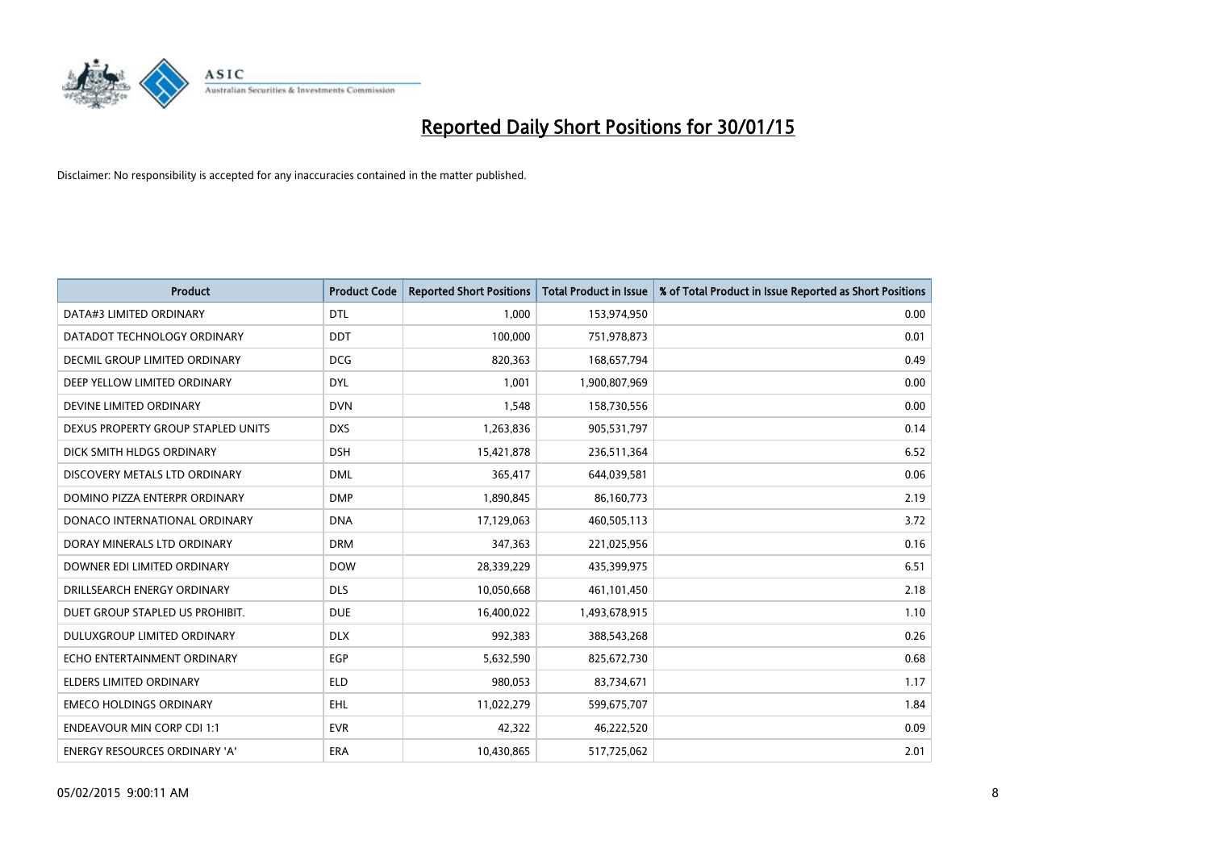# Reported Daily Short Positions for 30/01/15

Disclaimer: No responsibility is accepted for any inaccuracies contained in the matter published.

| Product | Product Code | Reported Short Positions | Total Product in Issue | % of Total Product in Issue Reported as Short Positions |
|---|---|---|---|---|
| DATA#3 LIMITED ORDINARY | DTL | 1,000 | 153,974,950 | 0.00 |
| DATADOT TECHNOLOGY ORDINARY | DDT | 100,000 | 751,978,873 | 0.01 |
| DECMIL GROUP LIMITED ORDINARY | DCG | 820,363 | 168,657,794 | 0.49 |
| DEEP YELLOW LIMITED ORDINARY | DYL | 1,001 | 1,900,807,969 | 0.00 |
| DEVINE LIMITED ORDINARY | DVN | 1,548 | 158,730,556 | 0.00 |
| DEXUS PROPERTY GROUP STAPLED UNITS | DXS | 1,263,836 | 905,531,797 | 0.14 |
| DICK SMITH HLDGS ORDINARY | DSH | 15,421,878 | 236,511,364 | 6.52 |
| DISCOVERY METALS LTD ORDINARY | DML | 365,417 | 644,039,581 | 0.06 |
| DOMINO PIZZA ENTERPR ORDINARY | DMP | 1,890,845 | 86,160,773 | 2.19 |
| DONACO INTERNATIONAL ORDINARY | DNA | 17,129,063 | 460,505,113 | 3.72 |
| DORAY MINERALS LTD ORDINARY | DRM | 347,363 | 221,025,956 | 0.16 |
| DOWNER EDI LIMITED ORDINARY | DOW | 28,339,229 | 435,399,975 | 6.51 |
| DRILLSEARCH ENERGY ORDINARY | DLS | 10,050,668 | 461,101,450 | 2.18 |
| DUET GROUP STAPLED US PROHIBIT. | DUE | 16,400,022 | 1,493,678,915 | 1.10 |
| DULUXGROUP LIMITED ORDINARY | DLX | 992,383 | 388,543,268 | 0.26 |
| ECHO ENTERTAINMENT ORDINARY | EGP | 5,632,590 | 825,672,730 | 0.68 |
| ELDERS LIMITED ORDINARY | ELD | 980,053 | 83,734,671 | 1.17 |
| EMECO HOLDINGS ORDINARY | EHL | 11,022,279 | 599,675,707 | 1.84 |
| ENDEAVOUR MIN CORP CDI 1:1 | EVR | 42,322 | 46,222,520 | 0.09 |
| ENERGY RESOURCES ORDINARY 'A' | ERA | 10,430,865 | 517,725,062 | 2.01 |

05/02/2015 9:00:11 AM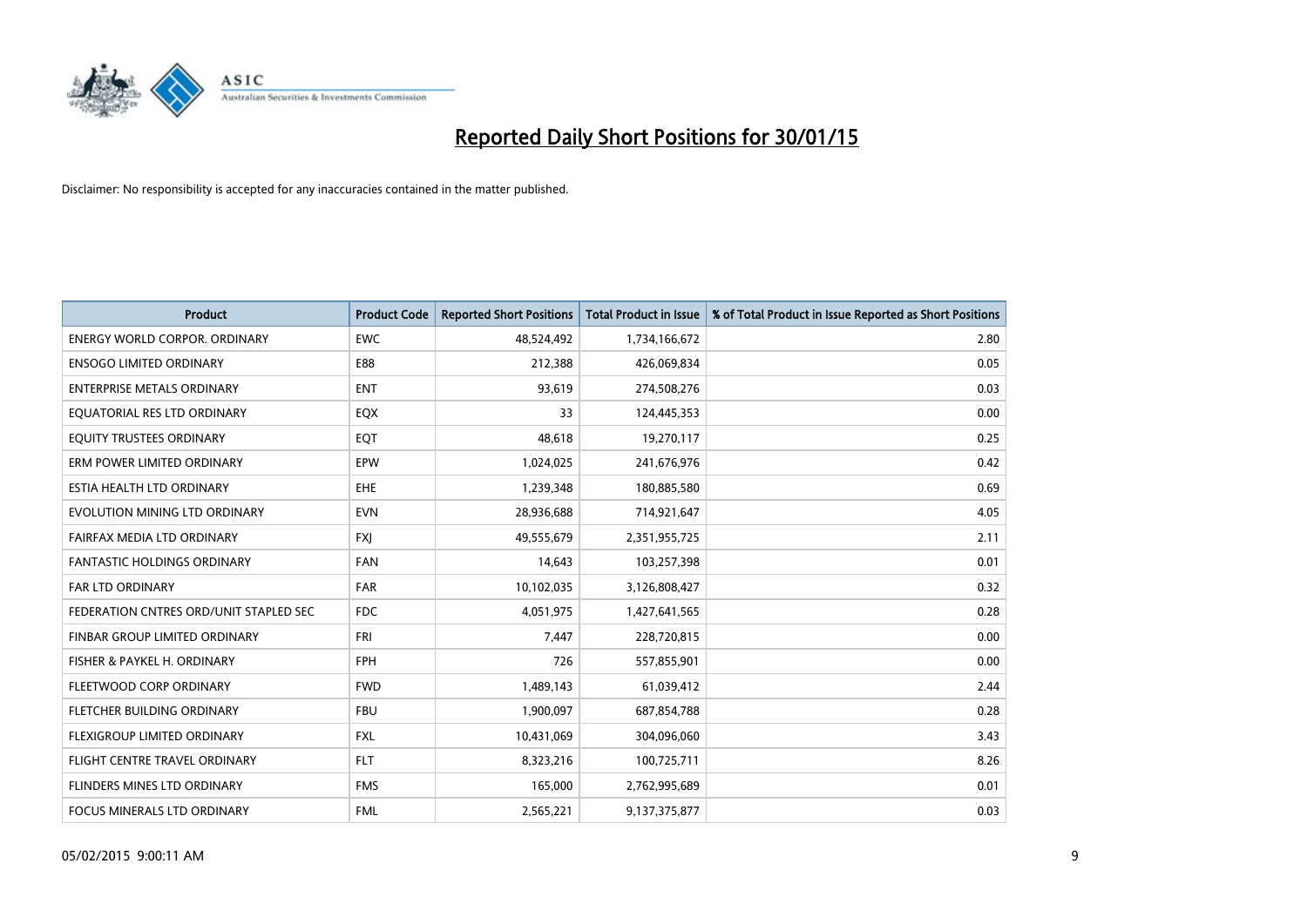# Reported Daily Short Positions for 30/01/15

Disclaimer: No responsibility is accepted for any inaccuracies contained in the matter published.

| Product | Product Code | Reported Short Positions | Total Product in Issue | % of Total Product in Issue Reported as Short Positions |
|---|---|---|---|---|
| ENERGY WORLD CORPOR. ORDINARY | EWC | 48,524,492 | 1,734,166,672 | 2.80 |
| ENSOGO LIMITED ORDINARY | E88 | 212,388 | 426,069,834 | 0.05 |
| ENTERPRISE METALS ORDINARY | ENT | 93,619 | 274,508,276 | 0.03 |
| EQUATORIAL RES LTD ORDINARY | EQX | 33 | 124,445,353 | 0.00 |
| EQUITY TRUSTEES ORDINARY | EQT | 48,618 | 19,270,117 | 0.25 |
| ERM POWER LIMITED ORDINARY | EPW | 1,024,025 | 241,676,976 | 0.42 |
| ESTIA HEALTH LTD ORDINARY | EHE | 1,239,348 | 180,885,580 | 0.69 |
| EVOLUTION MINING LTD ORDINARY | EVN | 28,936,688 | 714,921,647 | 4.05 |
| FAIRFAX MEDIA LTD ORDINARY | FXJ | 49,555,679 | 2,351,955,725 | 2.11 |
| FANTASTIC HOLDINGS ORDINARY | FAN | 14,643 | 103,257,398 | 0.01 |
| FAR LTD ORDINARY | FAR | 10,102,035 | 3,126,808,427 | 0.32 |
| FEDERATION CNTRES ORD/UNIT STAPLED SEC | FDC | 4,051,975 | 1,427,641,565 | 0.28 |
| FINBAR GROUP LIMITED ORDINARY | FRI | 7,447 | 228,720,815 | 0.00 |
| FISHER & PAYKEL H. ORDINARY | FPH | 726 | 557,855,901 | 0.00 |
| FLEETWOOD CORP ORDINARY | FWD | 1,489,143 | 61,039,412 | 2.44 |
| FLETCHER BUILDING ORDINARY | FBU | 1,900,097 | 687,854,788 | 0.28 |
| FLEXIGROUP LIMITED ORDINARY | FXL | 10,431,069 | 304,096,060 | 3.43 |
| FLIGHT CENTRE TRAVEL ORDINARY | FLT | 8,323,216 | 100,725,711 | 8.26 |
| FLINDERS MINES LTD ORDINARY | FMS | 165,000 | 2,762,995,689 | 0.01 |
| FOCUS MINERALS LTD ORDINARY | FML | 2,565,221 | 9,137,375,877 | 0.03 |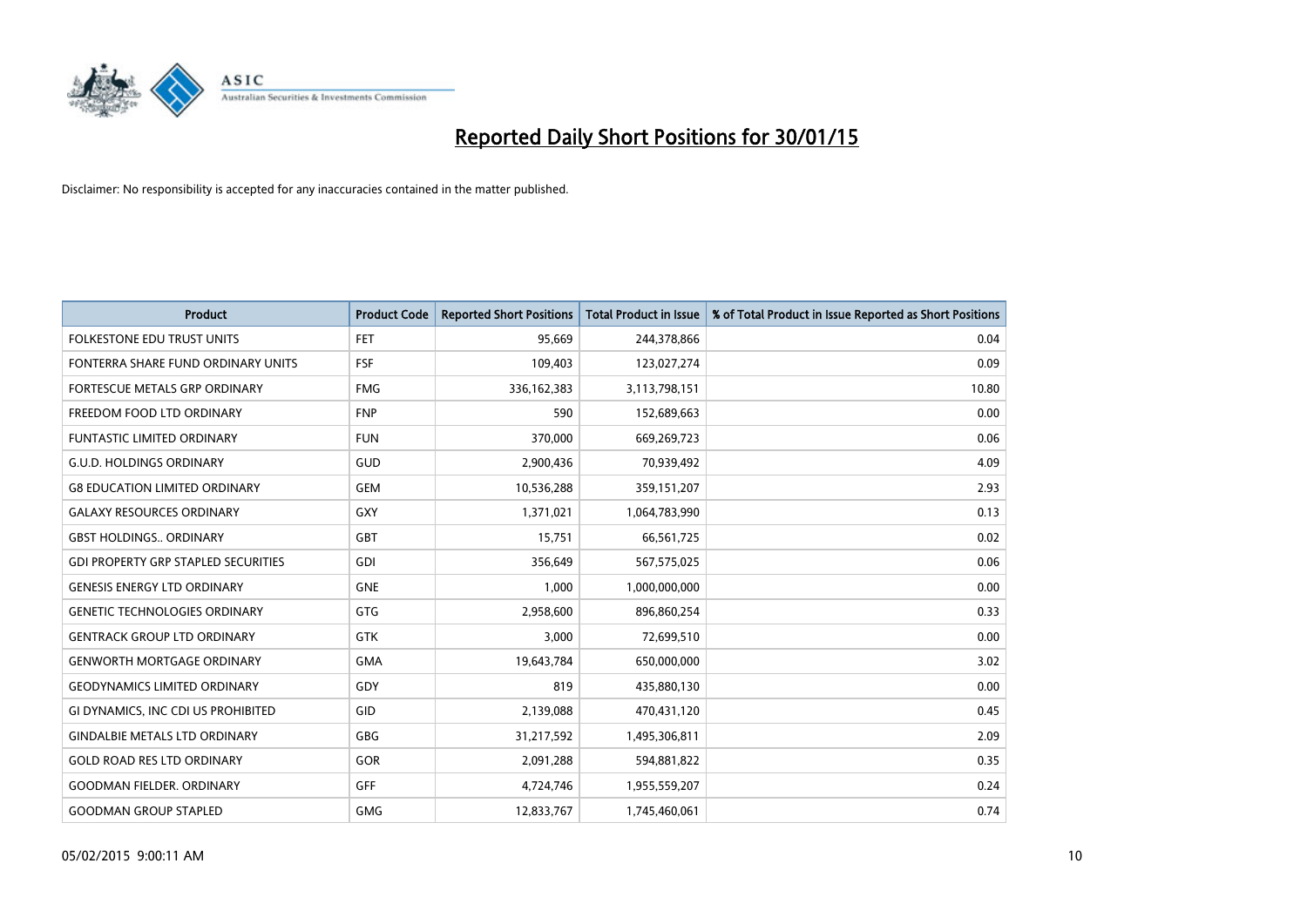# Reported Daily Short Positions for 30/01/15

Disclaimer: No responsibility is accepted for any inaccuracies contained in the matter published.

| Product | Product Code | Reported Short Positions | Total Product in Issue | % of Total Product in Issue Reported as Short Positions |
|---|---|---|---|---|
| FOLKESTONE EDU TRUST UNITS | FET | 95,669 | 244,378,866 | 0.04 |
| FONTERRA SHARE FUND ORDINARY UNITS | FSF | 109,403 | 123,027,274 | 0.09 |
| FORTESCUE METALS GRP ORDINARY | FMG | 336,162,383 | 3,113,798,151 | 10.80 |
| FREEDOM FOOD LTD ORDINARY | FNP | 590 | 152,689,663 | 0.00 |
| FUNTASTIC LIMITED ORDINARY | FUN | 370,000 | 669,269,723 | 0.06 |
| G.U.D. HOLDINGS ORDINARY | GUD | 2,900,436 | 70,939,492 | 4.09 |
| G8 EDUCATION LIMITED ORDINARY | GEM | 10,536,288 | 359,151,207 | 2.93 |
| GALAXY RESOURCES ORDINARY | GXY | 1,371,021 | 1,064,783,990 | 0.13 |
| GBST HOLDINGS.. ORDINARY | GBT | 15,751 | 66,561,725 | 0.02 |
| GDI PROPERTY GRP STAPLED SECURITIES | GDI | 356,649 | 567,575,025 | 0.06 |
| GENESIS ENERGY LTD ORDINARY | GNE | 1,000 | 1,000,000,000 | 0.00 |
| GENETIC TECHNOLOGIES ORDINARY | GTG | 2,958,600 | 896,860,254 | 0.33 |
| GENTRACK GROUP LTD ORDINARY | GTK | 3,000 | 72,699,510 | 0.00 |
| GENWORTH MORTGAGE ORDINARY | GMA | 19,643,784 | 650,000,000 | 3.02 |
| GEODYNAMICS LIMITED ORDINARY | GDY | 819 | 435,880,130 | 0.00 |
| GI DYNAMICS, INC CDI US PROHIBITED | GID | 2,139,088 | 470,431,120 | 0.45 |
| GINDALBIE METALS LTD ORDINARY | GBG | 31,217,592 | 1,495,306,811 | 2.09 |
| GOLD ROAD RES LTD ORDINARY | GOR | 2,091,288 | 594,881,822 | 0.35 |
| GOODMAN FIELDER. ORDINARY | GFF | 4,724,746 | 1,955,559,207 | 0.24 |
| GOODMAN GROUP STAPLED | GMG | 12,833,767 | 1,745,460,061 | 0.74 |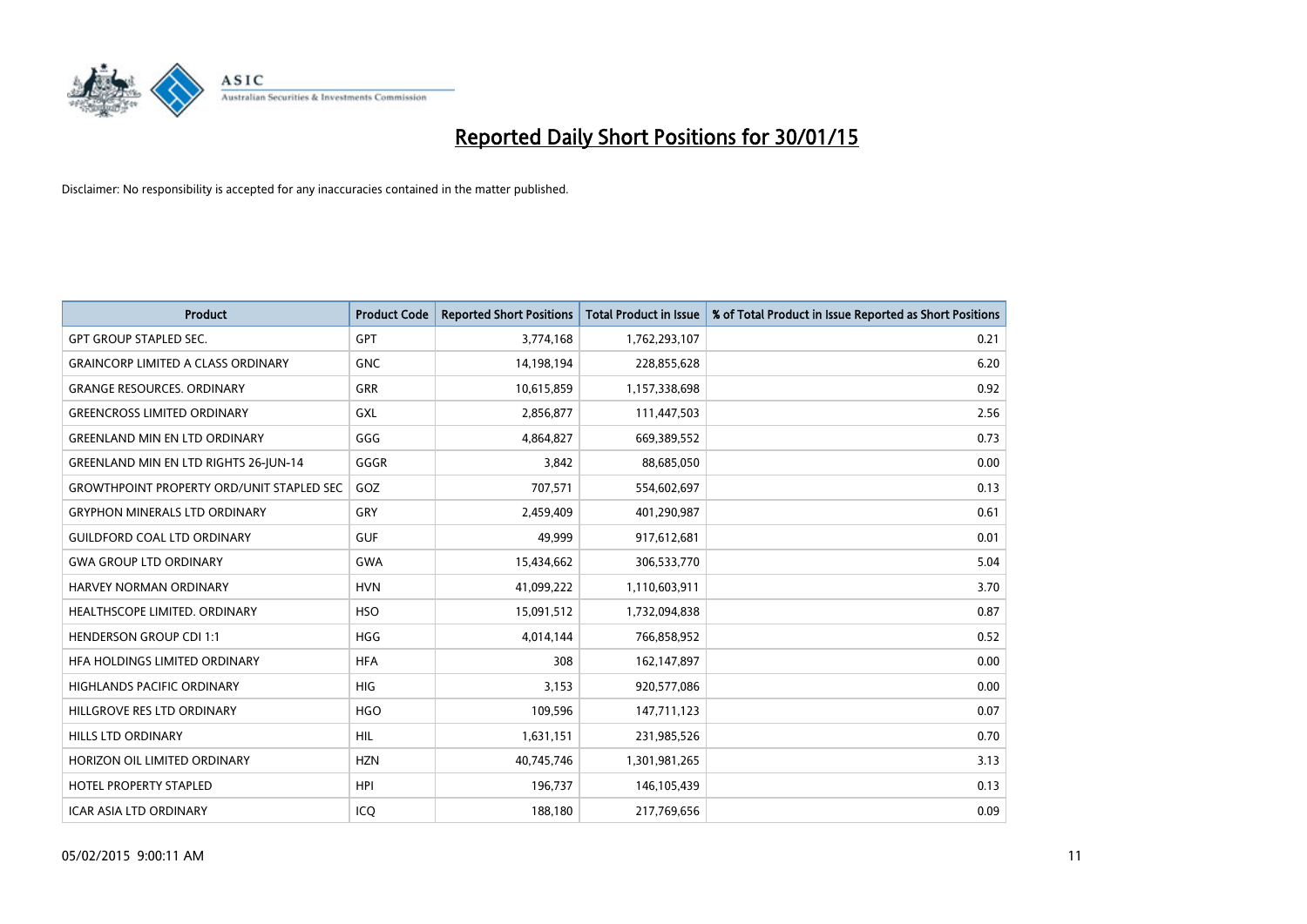# Reported Daily Short Positions for 30/01/15

Disclaimer: No responsibility is accepted for any inaccuracies contained in the matter published.

| Product | Product Code | Reported Short Positions | Total Product in Issue | % of Total Product in Issue Reported as Short Positions |
|---|---|---|---|---|
| GPT GROUP STAPLED SEC. | GPT | 3,774,168 | 1,762,293,107 | 0.21 |
| GRAINCORP LIMITED A CLASS ORDINARY | GNC | 14,198,194 | 228,855,628 | 6.20 |
| GRANGE RESOURCES. ORDINARY | GRR | 10,615,859 | 1,157,338,698 | 0.92 |
| GREENCROSS LIMITED ORDINARY | GXL | 2,856,877 | 111,447,503 | 2.56 |
| GREENLAND MIN EN LTD ORDINARY | GGG | 4,864,827 | 669,389,552 | 0.73 |
| GREENLAND MIN EN LTD RIGHTS 26-JUN-14 | GGGR | 3,842 | 88,685,050 | 0.00 |
| GROWTHPOINT PROPERTY ORD/UNIT STAPLED SEC | GOZ | 707,571 | 554,602,697 | 0.13 |
| GRYPHON MINERALS LTD ORDINARY | GRY | 2,459,409 | 401,290,987 | 0.61 |
| GUILDFORD COAL LTD ORDINARY | GUF | 49,999 | 917,612,681 | 0.01 |
| GWA GROUP LTD ORDINARY | GWA | 15,434,662 | 306,533,770 | 5.04 |
| HARVEY NORMAN ORDINARY | HVN | 41,099,222 | 1,110,603,911 | 3.70 |
| HEALTHSCOPE LIMITED. ORDINARY | HSO | 15,091,512 | 1,732,094,838 | 0.87 |
| HENDERSON GROUP CDI 1:1 | HGG | 4,014,144 | 766,858,952 | 0.52 |
| HFA HOLDINGS LIMITED ORDINARY | HFA | 308 | 162,147,897 | 0.00 |
| HIGHLANDS PACIFIC ORDINARY | HIG | 3,153 | 920,577,086 | 0.00 |
| HILLGROVE RES LTD ORDINARY | HGO | 109,596 | 147,711,123 | 0.07 |
| HILLS LTD ORDINARY | HIL | 1,631,151 | 231,985,526 | 0.70 |
| HORIZON OIL LIMITED ORDINARY | HZN | 40,745,746 | 1,301,981,265 | 3.13 |
| HOTEL PROPERTY STAPLED | HPI | 196,737 | 146,105,439 | 0.13 |
| ICAR ASIA LTD ORDINARY | ICQ | 188,180 | 217,769,656 | 0.09 |

05/02/2015 9:00:11 AM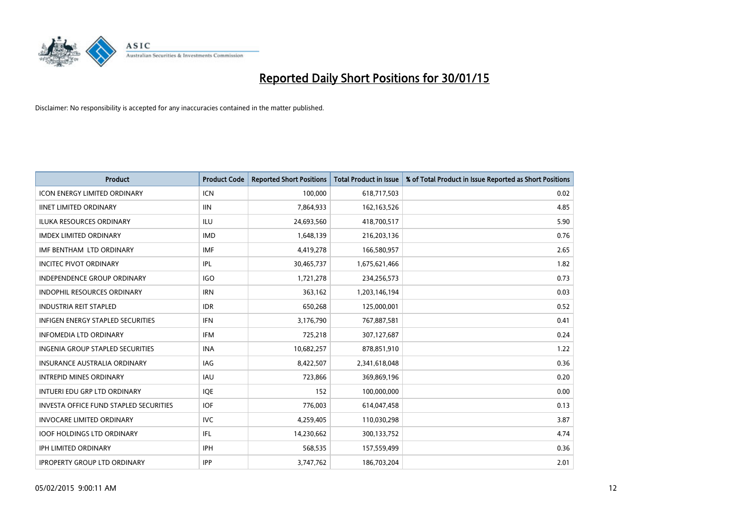# Reported Daily Short Positions for 30/01/15

Disclaimer: No responsibility is accepted for any inaccuracies contained in the matter published.

| Product | Product Code | Reported Short Positions | Total Product in Issue | % of Total Product in Issue Reported as Short Positions |
|---|---|---|---|---|
| ICON ENERGY LIMITED ORDINARY | ICN | 100,000 | 618,717,503 | 0.02 |
| IINET LIMITED ORDINARY | IIN | 7,864,933 | 162,163,526 | 4.85 |
| ILUKA RESOURCES ORDINARY | ILU | 24,693,560 | 418,700,517 | 5.90 |
| IMDEX LIMITED ORDINARY | IMD | 1,648,139 | 216,203,136 | 0.76 |
| IMF BENTHAM LTD ORDINARY | IMF | 4,419,278 | 166,580,957 | 2.65 |
| INCITEC PIVOT ORDINARY | IPL | 30,465,737 | 1,675,621,466 | 1.82 |
| INDEPENDENCE GROUP ORDINARY | IGO | 1,721,278 | 234,256,573 | 0.73 |
| INDOPHIL RESOURCES ORDINARY | IRN | 363,162 | 1,203,146,194 | 0.03 |
| INDUSTRIA REIT STAPLED | IDR | 650,268 | 125,000,001 | 0.52 |
| INFIGEN ENERGY STAPLED SECURITIES | IFN | 3,176,790 | 767,887,581 | 0.41 |
| INFOMEDIA LTD ORDINARY | IFM | 725,218 | 307,127,687 | 0.24 |
| INGENIA GROUP STAPLED SECURITIES | INA | 10,682,257 | 878,851,910 | 1.22 |
| INSURANCE AUSTRALIA ORDINARY | IAG | 8,422,507 | 2,341,618,048 | 0.36 |
| INTREPID MINES ORDINARY | IAU | 723,866 | 369,869,196 | 0.20 |
| INTUERI EDU GRP LTD ORDINARY | IQE | 152 | 100,000,000 | 0.00 |
| INVESTA OFFICE FUND STAPLED SECURITIES | IOF | 776,003 | 614,047,458 | 0.13 |
| INVOCARE LIMITED ORDINARY | IVC | 4,259,405 | 110,030,298 | 3.87 |
| IOOF HOLDINGS LTD ORDINARY | IFL | 14,230,662 | 300,133,752 | 4.74 |
| IPH LIMITED ORDINARY | IPH | 568,535 | 157,559,499 | 0.36 |
| IPROPERTY GROUP LTD ORDINARY | IPP | 3,747,762 | 186,703,204 | 2.01 |

05/02/2015 9:00:11 AM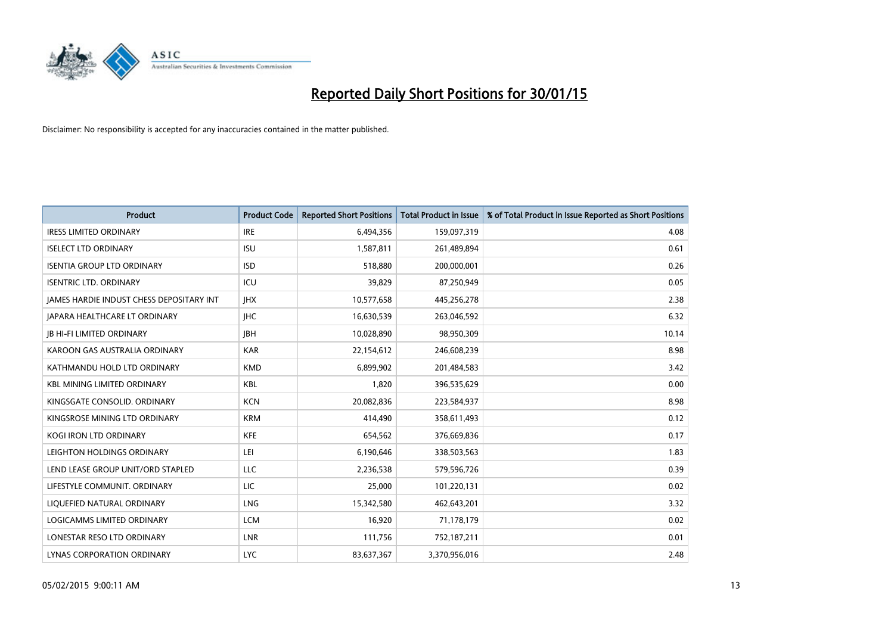# Reported Daily Short Positions for 30/01/15

Disclaimer: No responsibility is accepted for any inaccuracies contained in the matter published.

| Product | Product Code | Reported Short Positions | Total Product in Issue | % of Total Product in Issue Reported as Short Positions |
|---|---|---|---|---|
| IRESS LIMITED ORDINARY | IRE | 6,494,356 | 159,097,319 | 4.08 |
| ISELECT LTD ORDINARY | ISU | 1,587,811 | 261,489,894 | 0.61 |
| ISENTIA GROUP LTD ORDINARY | ISD | 518,880 | 200,000,001 | 0.26 |
| ISENTRIC LTD. ORDINARY | ICU | 39,829 | 87,250,949 | 0.05 |
| JAMES HARDIE INDUST CHESS DEPOSITARY INT | JHX | 10,577,658 | 445,256,278 | 2.38 |
| JAPARA HEALTHCARE LT ORDINARY | JHC | 16,630,539 | 263,046,592 | 6.32 |
| JB HI-FI LIMITED ORDINARY | JBH | 10,028,890 | 98,950,309 | 10.14 |
| KAROON GAS AUSTRALIA ORDINARY | KAR | 22,154,612 | 246,608,239 | 8.98 |
| KATHMANDU HOLD LTD ORDINARY | KMD | 6,899,902 | 201,484,583 | 3.42 |
| KBL MINING LIMITED ORDINARY | KBL | 1,820 | 396,535,629 | 0.00 |
| KINGSGATE CONSOLID. ORDINARY | KCN | 20,082,836 | 223,584,937 | 8.98 |
| KINGSROSE MINING LTD ORDINARY | KRM | 414,490 | 358,611,493 | 0.12 |
| KOGI IRON LTD ORDINARY | KFE | 654,562 | 376,669,836 | 0.17 |
| LEIGHTON HOLDINGS ORDINARY | LEI | 6,190,646 | 338,503,563 | 1.83 |
| LEND LEASE GROUP UNIT/ORD STAPLED | LLC | 2,236,538 | 579,596,726 | 0.39 |
| LIFESTYLE COMMUNIT. ORDINARY | LIC | 25,000 | 101,220,131 | 0.02 |
| LIQUEFIED NATURAL ORDINARY | LNG | 15,342,580 | 462,643,201 | 3.32 |
| LOGICAMMS LIMITED ORDINARY | LCM | 16,920 | 71,178,179 | 0.02 |
| LONESTAR RESO LTD ORDINARY | LNR | 111,756 | 752,187,211 | 0.01 |
| LYNAS CORPORATION ORDINARY | LYC | 83,637,367 | 3,370,956,016 | 2.48 |

05/02/2015 9:00:11 AM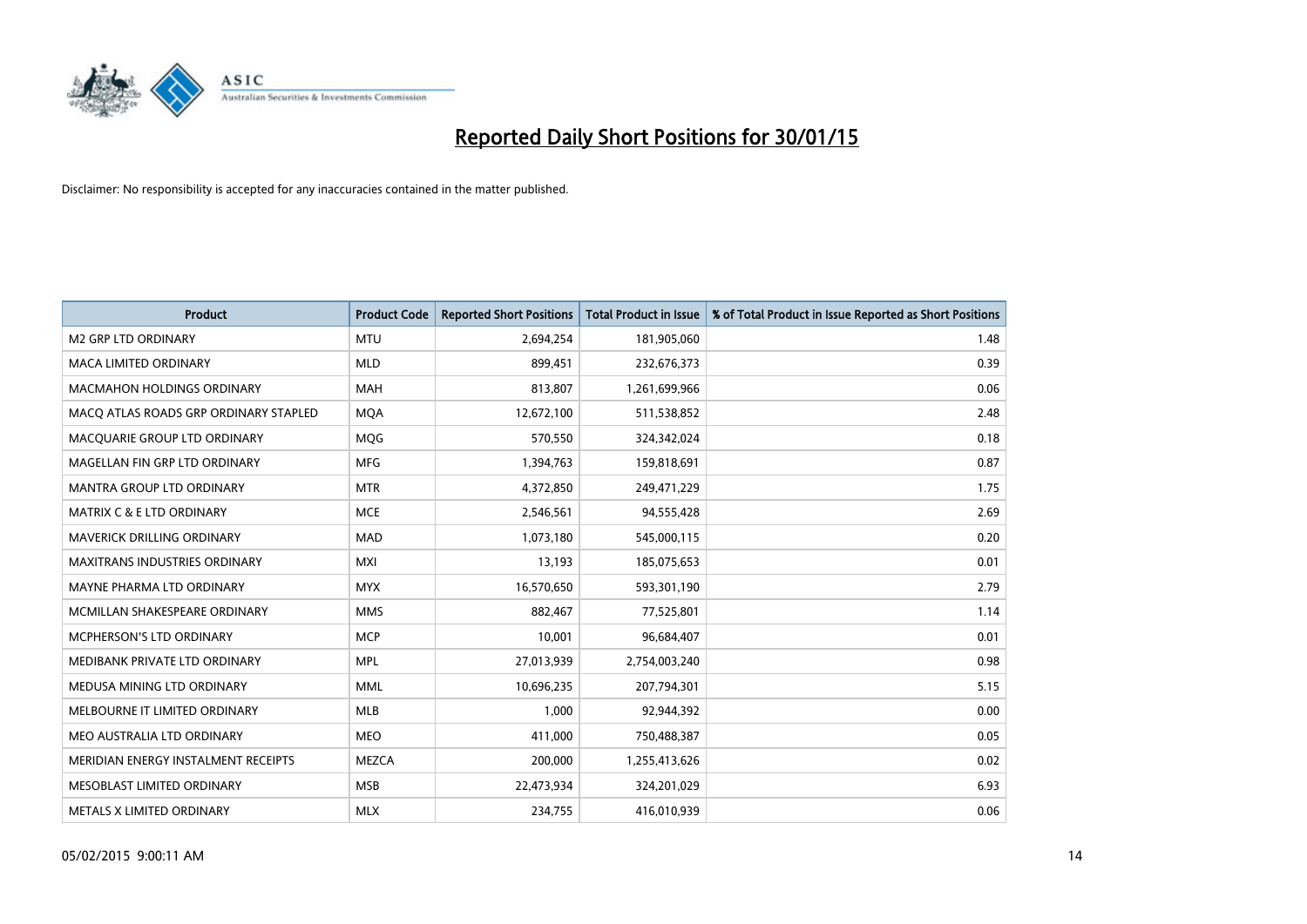# Reported Daily Short Positions for 30/01/15

Disclaimer: No responsibility is accepted for any inaccuracies contained in the matter published.

| Product | Product Code | Reported Short Positions | Total Product in Issue | % of Total Product in Issue Reported as Short Positions |
|---|---|---|---|---|
| M2 GRP LTD ORDINARY | MTU | 2,694,254 | 181,905,060 | 1.48 |
| MACA LIMITED ORDINARY | MLD | 899,451 | 232,676,373 | 0.39 |
| MACMAHON HOLDINGS ORDINARY | MAH | 813,807 | 1,261,699,966 | 0.06 |
| MACQ ATLAS ROADS GRP ORDINARY STAPLED | MQA | 12,672,100 | 511,538,852 | 2.48 |
| MACQUARIE GROUP LTD ORDINARY | MQG | 570,550 | 324,342,024 | 0.18 |
| MAGELLAN FIN GRP LTD ORDINARY | MFG | 1,394,763 | 159,818,691 | 0.87 |
| MANTRA GROUP LTD ORDINARY | MTR | 4,372,850 | 249,471,229 | 1.75 |
| MATRIX C & E LTD ORDINARY | MCE | 2,546,561 | 94,555,428 | 2.69 |
| MAVERICK DRILLING ORDINARY | MAD | 1,073,180 | 545,000,115 | 0.20 |
| MAXITRANS INDUSTRIES ORDINARY | MXI | 13,193 | 185,075,653 | 0.01 |
| MAYNE PHARMA LTD ORDINARY | MYX | 16,570,650 | 593,301,190 | 2.79 |
| MCMILLAN SHAKESPEARE ORDINARY | MMS | 882,467 | 77,525,801 | 1.14 |
| MCPHERSON'S LTD ORDINARY | MCP | 10,001 | 96,684,407 | 0.01 |
| MEDIBANK PRIVATE LTD ORDINARY | MPL | 27,013,939 | 2,754,003,240 | 0.98 |
| MEDUSA MINING LTD ORDINARY | MML | 10,696,235 | 207,794,301 | 5.15 |
| MELBOURNE IT LIMITED ORDINARY | MLB | 1,000 | 92,944,392 | 0.00 |
| MEO AUSTRALIA LTD ORDINARY | MEO | 411,000 | 750,488,387 | 0.05 |
| MERIDIAN ENERGY INSTALMENT RECEIPTS | MEZCA | 200,000 | 1,255,413,626 | 0.02 |
| MESOBLAST LIMITED ORDINARY | MSB | 22,473,934 | 324,201,029 | 6.93 |
| METALS X LIMITED ORDINARY | MLX | 234,755 | 416,010,939 | 0.06 |

05/02/2015 9:00:11 AM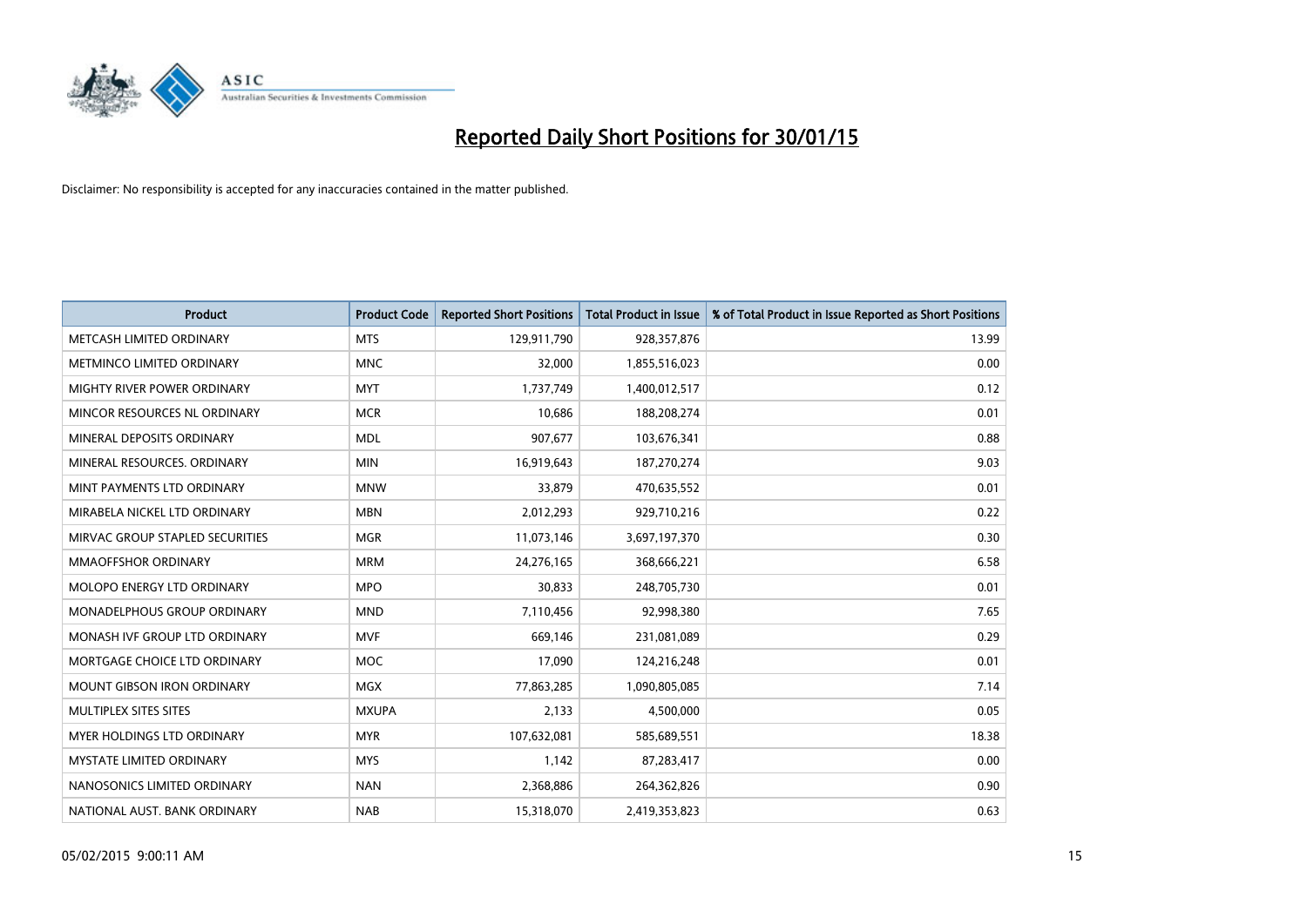# Reported Daily Short Positions for 30/01/15

Disclaimer: No responsibility is accepted for any inaccuracies contained in the matter published.

| Product | Product Code | Reported Short Positions | Total Product in Issue | % of Total Product in Issue Reported as Short Positions |
|---|---|---|---|---|
| METCASH LIMITED ORDINARY | MTS | 129,911,790 | 928,357,876 | 13.99 |
| METMINCO LIMITED ORDINARY | MNC | 32,000 | 1,855,516,023 | 0.00 |
| MIGHTY RIVER POWER ORDINARY | MYT | 1,737,749 | 1,400,012,517 | 0.12 |
| MINCOR RESOURCES NL ORDINARY | MCR | 10,686 | 188,208,274 | 0.01 |
| MINERAL DEPOSITS ORDINARY | MDL | 907,677 | 103,676,341 | 0.88 |
| MINERAL RESOURCES. ORDINARY | MIN | 16,919,643 | 187,270,274 | 9.03 |
| MINT PAYMENTS LTD ORDINARY | MNW | 33,879 | 470,635,552 | 0.01 |
| MIRABELA NICKEL LTD ORDINARY | MBN | 2,012,293 | 929,710,216 | 0.22 |
| MIRVAC GROUP STAPLED SECURITIES | MGR | 11,073,146 | 3,697,197,370 | 0.30 |
| MMAOFFSHOR ORDINARY | MRM | 24,276,165 | 368,666,221 | 6.58 |
| MOLOPO ENERGY LTD ORDINARY | MPO | 30,833 | 248,705,730 | 0.01 |
| MONADELPHOUS GROUP ORDINARY | MND | 7,110,456 | 92,998,380 | 7.65 |
| MONASH IVF GROUP LTD ORDINARY | MVF | 669,146 | 231,081,089 | 0.29 |
| MORTGAGE CHOICE LTD ORDINARY | MOC | 17,090 | 124,216,248 | 0.01 |
| MOUNT GIBSON IRON ORDINARY | MGX | 77,863,285 | 1,090,805,085 | 7.14 |
| MULTIPLEX SITES SITES | MXUPA | 2,133 | 4,500,000 | 0.05 |
| MYER HOLDINGS LTD ORDINARY | MYR | 107,632,081 | 585,689,551 | 18.38 |
| MYSTATE LIMITED ORDINARY | MYS | 1,142 | 87,283,417 | 0.00 |
| NANOSONICS LIMITED ORDINARY | NAN | 2,368,886 | 264,362,826 | 0.90 |
| NATIONAL AUST. BANK ORDINARY | NAB | 15,318,070 | 2,419,353,823 | 0.63 |

05/02/2015 9:00:11 AM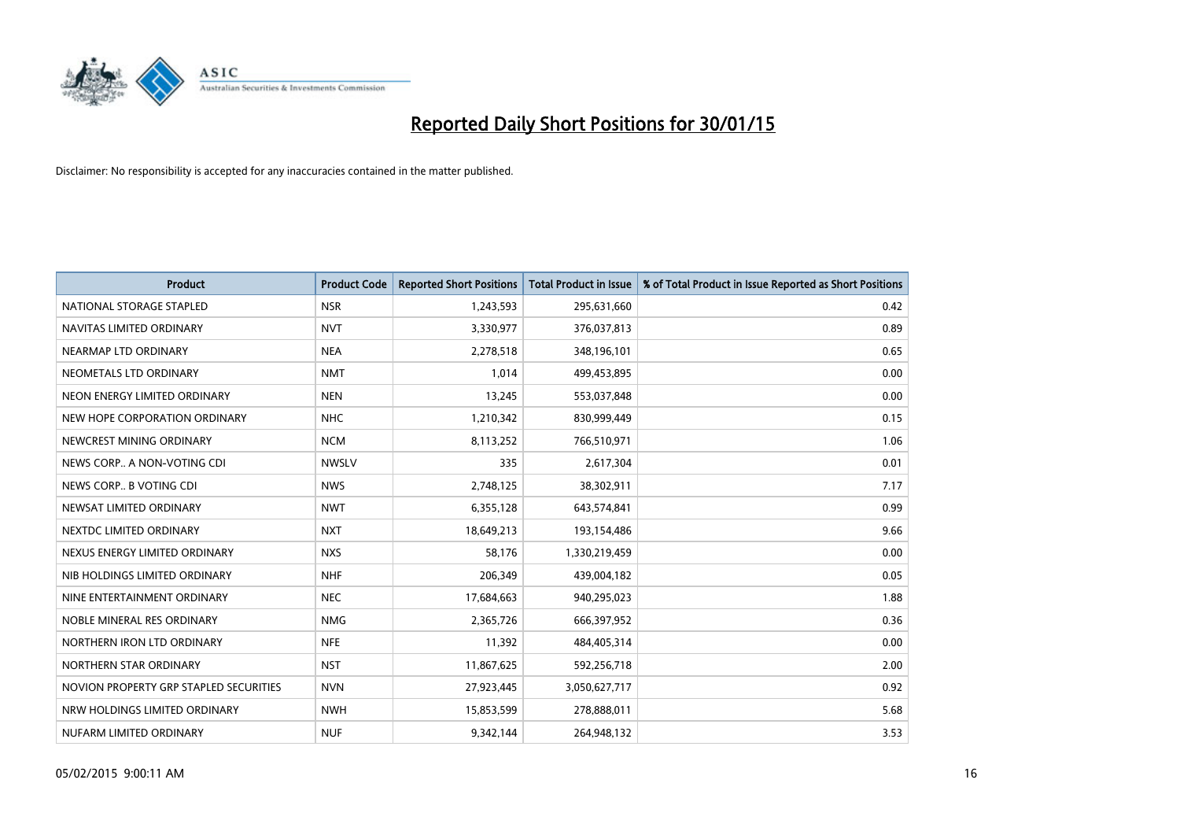# Reported Daily Short Positions for 30/01/15

Disclaimer: No responsibility is accepted for any inaccuracies contained in the matter published.

| Product | Product Code | Reported Short Positions | Total Product in Issue | % of Total Product in Issue Reported as Short Positions |
|---|---|---|---|---|
| NATIONAL STORAGE STAPLED | NSR | 1,243,593 | 295,631,660 | 0.42 |
| NAVITAS LIMITED ORDINARY | NVT | 3,330,977 | 376,037,813 | 0.89 |
| NEARMAP LTD ORDINARY | NEA | 2,278,518 | 348,196,101 | 0.65 |
| NEOMETALS LTD ORDINARY | NMT | 1,014 | 499,453,895 | 0.00 |
| NEON ENERGY LIMITED ORDINARY | NEN | 13,245 | 553,037,848 | 0.00 |
| NEW HOPE CORPORATION ORDINARY | NHC | 1,210,342 | 830,999,449 | 0.15 |
| NEWCREST MINING ORDINARY | NCM | 8,113,252 | 766,510,971 | 1.06 |
| NEWS CORP.. A NON-VOTING CDI | NWSLV | 335 | 2,617,304 | 0.01 |
| NEWS CORP.. B VOTING CDI | NWS | 2,748,125 | 38,302,911 | 7.17 |
| NEWSAT LIMITED ORDINARY | NWT | 6,355,128 | 643,574,841 | 0.99 |
| NEXTDC LIMITED ORDINARY | NXT | 18,649,213 | 193,154,486 | 9.66 |
| NEXUS ENERGY LIMITED ORDINARY | NXS | 58,176 | 1,330,219,459 | 0.00 |
| NIB HOLDINGS LIMITED ORDINARY | NHF | 206,349 | 439,004,182 | 0.05 |
| NINE ENTERTAINMENT ORDINARY | NEC | 17,684,663 | 940,295,023 | 1.88 |
| NOBLE MINERAL RES ORDINARY | NMG | 2,365,726 | 666,397,952 | 0.36 |
| NORTHERN IRON LTD ORDINARY | NFE | 11,392 | 484,405,314 | 0.00 |
| NORTHERN STAR ORDINARY | NST | 11,867,625 | 592,256,718 | 2.00 |
| NOVION PROPERTY GRP STAPLED SECURITIES | NVN | 27,923,445 | 3,050,627,717 | 0.92 |
| NRW HOLDINGS LIMITED ORDINARY | NWH | 15,853,599 | 278,888,011 | 5.68 |
| NUFARM LIMITED ORDINARY | NUF | 9,342,144 | 264,948,132 | 3.53 |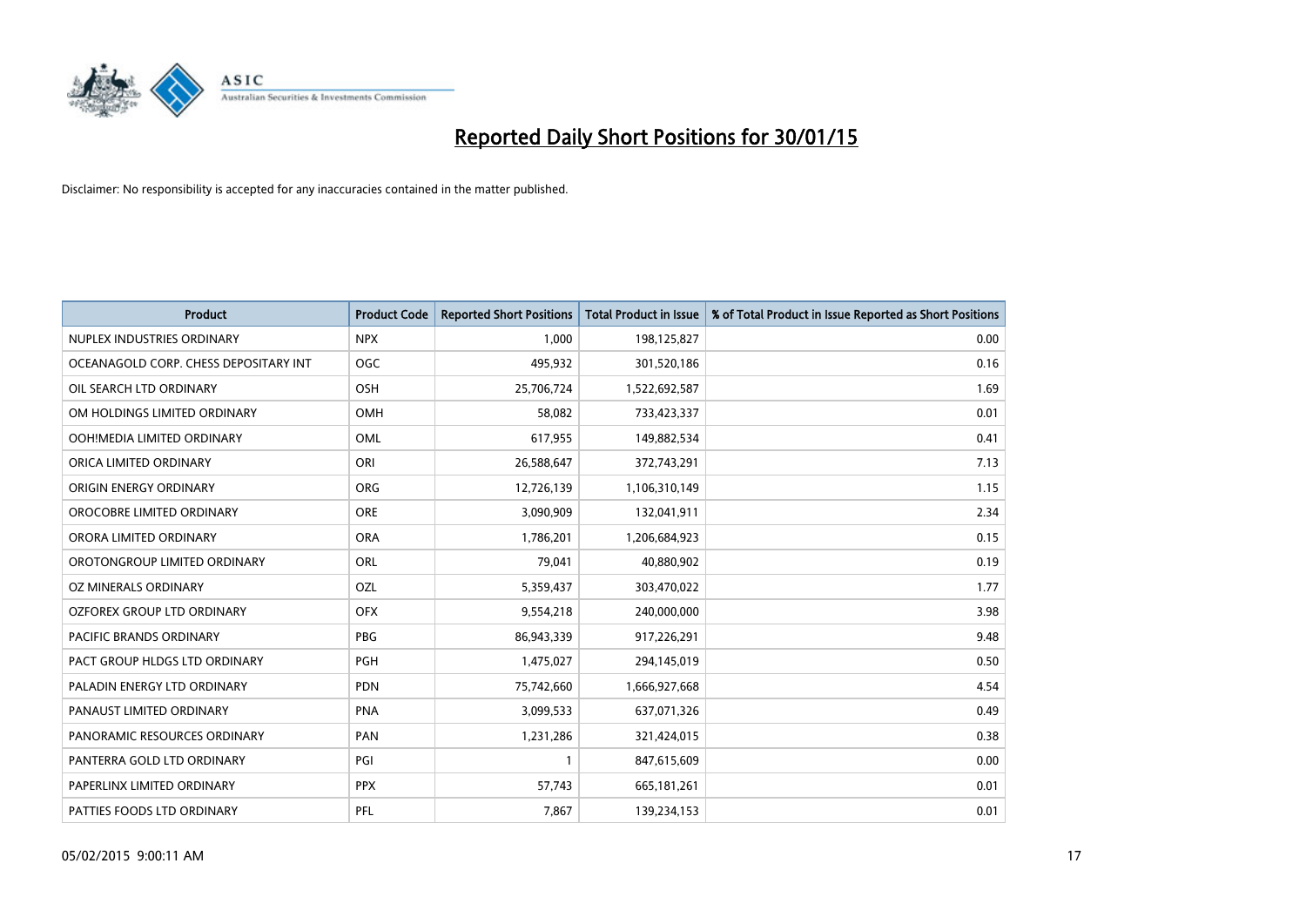# Reported Daily Short Positions for 30/01/15

Disclaimer: No responsibility is accepted for any inaccuracies contained in the matter published.

| Product | Product Code | Reported Short Positions | Total Product in Issue | % of Total Product in Issue Reported as Short Positions |
|---|---|---|---|---|
| NUPLEX INDUSTRIES ORDINARY | NPX | 1,000 | 198,125,827 | 0.00 |
| OCEANAGOLD CORP. CHESS DEPOSITARY INT | OGC | 495,932 | 301,520,186 | 0.16 |
| OIL SEARCH LTD ORDINARY | OSH | 25,706,724 | 1,522,692,587 | 1.69 |
| OM HOLDINGS LIMITED ORDINARY | OMH | 58,082 | 733,423,337 | 0.01 |
| OOH!MEDIA LIMITED ORDINARY | OML | 617,955 | 149,882,534 | 0.41 |
| ORICA LIMITED ORDINARY | ORI | 26,588,647 | 372,743,291 | 7.13 |
| ORIGIN ENERGY ORDINARY | ORG | 12,726,139 | 1,106,310,149 | 1.15 |
| OROCOBRE LIMITED ORDINARY | ORE | 3,090,909 | 132,041,911 | 2.34 |
| ORORA LIMITED ORDINARY | ORA | 1,786,201 | 1,206,684,923 | 0.15 |
| OROTONGROUP LIMITED ORDINARY | ORL | 79,041 | 40,880,902 | 0.19 |
| OZ MINERALS ORDINARY | OZL | 5,359,437 | 303,470,022 | 1.77 |
| OZFOREX GROUP LTD ORDINARY | OFX | 9,554,218 | 240,000,000 | 3.98 |
| PACIFIC BRANDS ORDINARY | PBG | 86,943,339 | 917,226,291 | 9.48 |
| PACT GROUP HLDGS LTD ORDINARY | PGH | 1,475,027 | 294,145,019 | 0.50 |
| PALADIN ENERGY LTD ORDINARY | PDN | 75,742,660 | 1,666,927,668 | 4.54 |
| PANAUST LIMITED ORDINARY | PNA | 3,099,533 | 637,071,326 | 0.49 |
| PANORAMIC RESOURCES ORDINARY | PAN | 1,231,286 | 321,424,015 | 0.38 |
| PANTERRA GOLD LTD ORDINARY | PGI | 1 | 847,615,609 | 0.00 |
| PAPERLINX LIMITED ORDINARY | PPX | 57,743 | 665,181,261 | 0.01 |
| PATTIES FOODS LTD ORDINARY | PFL | 7,867 | 139,234,153 | 0.01 |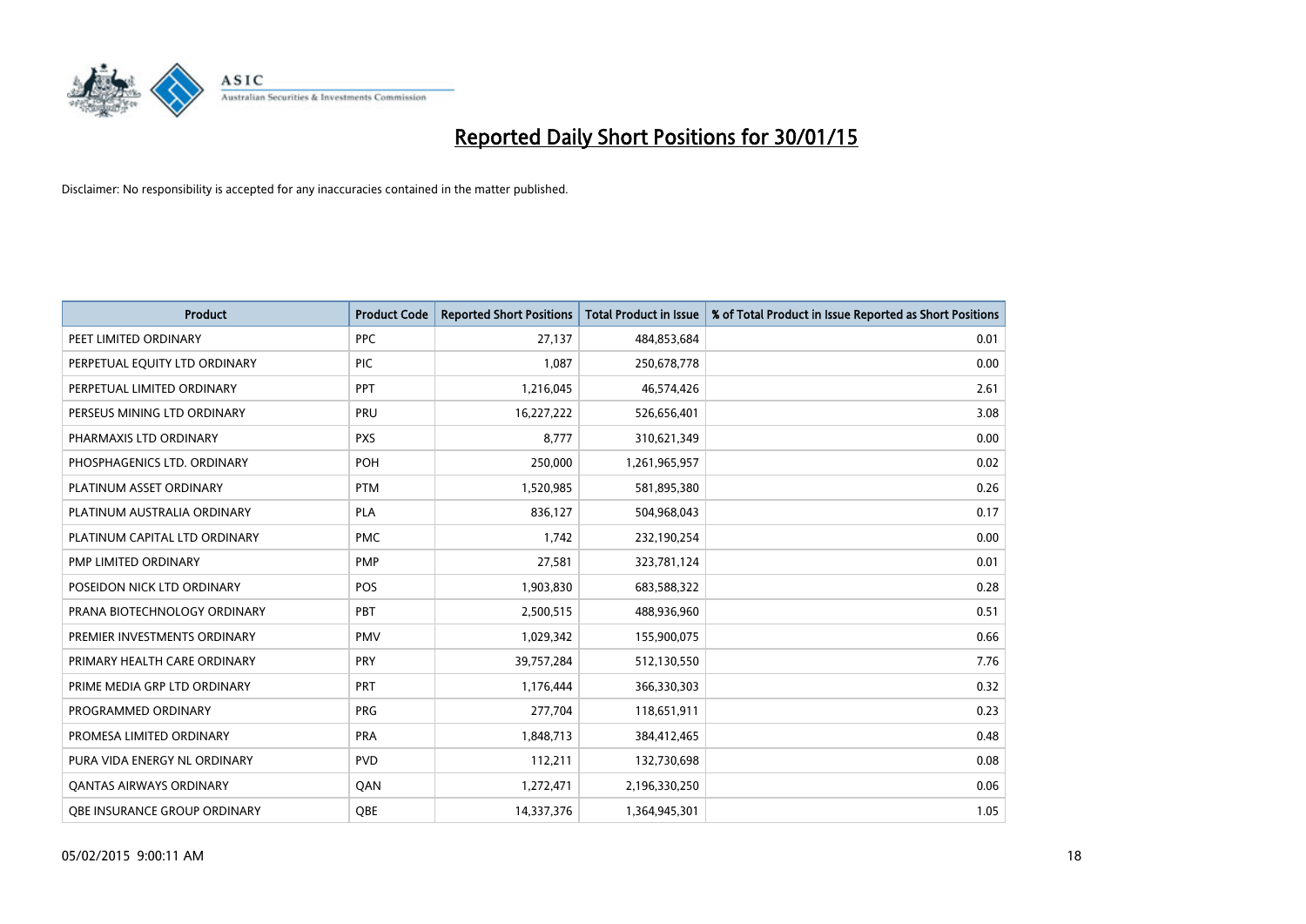# Reported Daily Short Positions for 30/01/15

Disclaimer: No responsibility is accepted for any inaccuracies contained in the matter published.

| Product | Product Code | Reported Short Positions | Total Product in Issue | % of Total Product in Issue Reported as Short Positions |
|---|---|---|---|---|
| PEET LIMITED ORDINARY | PPC | 27,137 | 484,853,684 | 0.01 |
| PERPETUAL EQUITY LTD ORDINARY | PIC | 1,087 | 250,678,778 | 0.00 |
| PERPETUAL LIMITED ORDINARY | PPT | 1,216,045 | 46,574,426 | 2.61 |
| PERSEUS MINING LTD ORDINARY | PRU | 16,227,222 | 526,656,401 | 3.08 |
| PHARMAXIS LTD ORDINARY | PXS | 8,777 | 310,621,349 | 0.00 |
| PHOSPHAGENICS LTD. ORDINARY | POH | 250,000 | 1,261,965,957 | 0.02 |
| PLATINUM ASSET ORDINARY | PTM | 1,520,985 | 581,895,380 | 0.26 |
| PLATINUM AUSTRALIA ORDINARY | PLA | 836,127 | 504,968,043 | 0.17 |
| PLATINUM CAPITAL LTD ORDINARY | PMC | 1,742 | 232,190,254 | 0.00 |
| PMP LIMITED ORDINARY | PMP | 27,581 | 323,781,124 | 0.01 |
| POSEIDON NICK LTD ORDINARY | POS | 1,903,830 | 683,588,322 | 0.28 |
| PRANA BIOTECHNOLOGY ORDINARY | PBT | 2,500,515 | 488,936,960 | 0.51 |
| PREMIER INVESTMENTS ORDINARY | PMV | 1,029,342 | 155,900,075 | 0.66 |
| PRIMARY HEALTH CARE ORDINARY | PRY | 39,757,284 | 512,130,550 | 7.76 |
| PRIME MEDIA GRP LTD ORDINARY | PRT | 1,176,444 | 366,330,303 | 0.32 |
| PROGRAMMED ORDINARY | PRG | 277,704 | 118,651,911 | 0.23 |
| PROMESA LIMITED ORDINARY | PRA | 1,848,713 | 384,412,465 | 0.48 |
| PURA VIDA ENERGY NL ORDINARY | PVD | 112,211 | 132,730,698 | 0.08 |
| QANTAS AIRWAYS ORDINARY | QAN | 1,272,471 | 2,196,330,250 | 0.06 |
| QBE INSURANCE GROUP ORDINARY | QBE | 14,337,376 | 1,364,945,301 | 1.05 |

05/02/2015 9:00:11 AM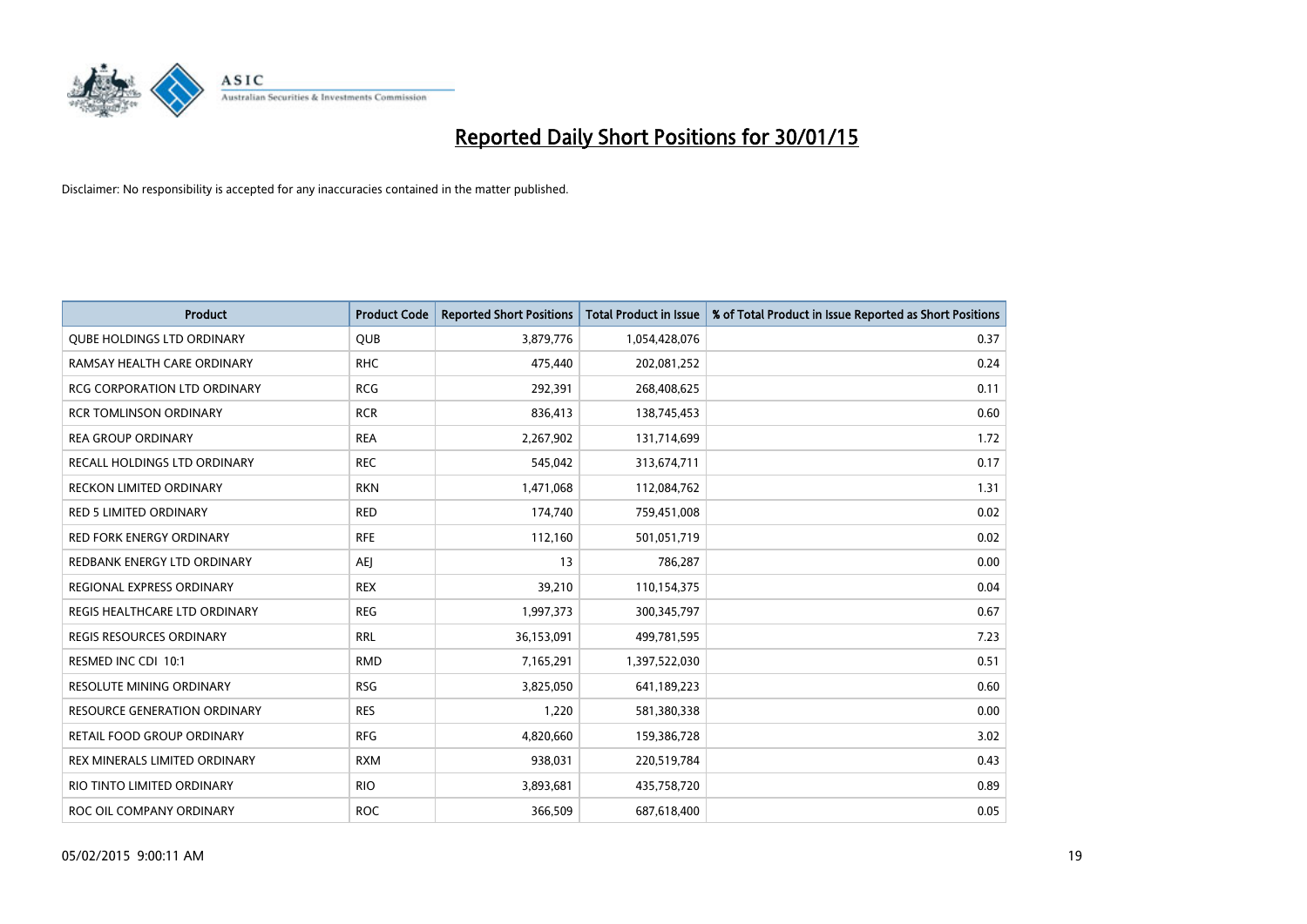# Reported Daily Short Positions for 30/01/15

Disclaimer: No responsibility is accepted for any inaccuracies contained in the matter published.

| Product | Product Code | Reported Short Positions | Total Product in Issue | % of Total Product in Issue Reported as Short Positions |
|---|---|---|---|---|
| QUBE HOLDINGS LTD ORDINARY | QUB | 3,879,776 | 1,054,428,076 | 0.37 |
| RAMSAY HEALTH CARE ORDINARY | RHC | 475,440 | 202,081,252 | 0.24 |
| RCG CORPORATION LTD ORDINARY | RCG | 292,391 | 268,408,625 | 0.11 |
| RCR TOMLINSON ORDINARY | RCR | 836,413 | 138,745,453 | 0.60 |
| REA GROUP ORDINARY | REA | 2,267,902 | 131,714,699 | 1.72 |
| RECALL HOLDINGS LTD ORDINARY | REC | 545,042 | 313,674,711 | 0.17 |
| RECKON LIMITED ORDINARY | RKN | 1,471,068 | 112,084,762 | 1.31 |
| RED 5 LIMITED ORDINARY | RED | 174,740 | 759,451,008 | 0.02 |
| RED FORK ENERGY ORDINARY | RFE | 112,160 | 501,051,719 | 0.02 |
| REDBANK ENERGY LTD ORDINARY | AEJ | 13 | 786,287 | 0.00 |
| REGIONAL EXPRESS ORDINARY | REX | 39,210 | 110,154,375 | 0.04 |
| REGIS HEALTHCARE LTD ORDINARY | REG | 1,997,373 | 300,345,797 | 0.67 |
| REGIS RESOURCES ORDINARY | RRL | 36,153,091 | 499,781,595 | 7.23 |
| RESMED INC CDI 10:1 | RMD | 7,165,291 | 1,397,522,030 | 0.51 |
| RESOLUTE MINING ORDINARY | RSG | 3,825,050 | 641,189,223 | 0.60 |
| RESOURCE GENERATION ORDINARY | RES | 1,220 | 581,380,338 | 0.00 |
| RETAIL FOOD GROUP ORDINARY | RFG | 4,820,660 | 159,386,728 | 3.02 |
| REX MINERALS LIMITED ORDINARY | RXM | 938,031 | 220,519,784 | 0.43 |
| RIO TINTO LIMITED ORDINARY | RIO | 3,893,681 | 435,758,720 | 0.89 |
| ROC OIL COMPANY ORDINARY | ROC | 366,509 | 687,618,400 | 0.05 |

05/02/2015 9:00:11 AM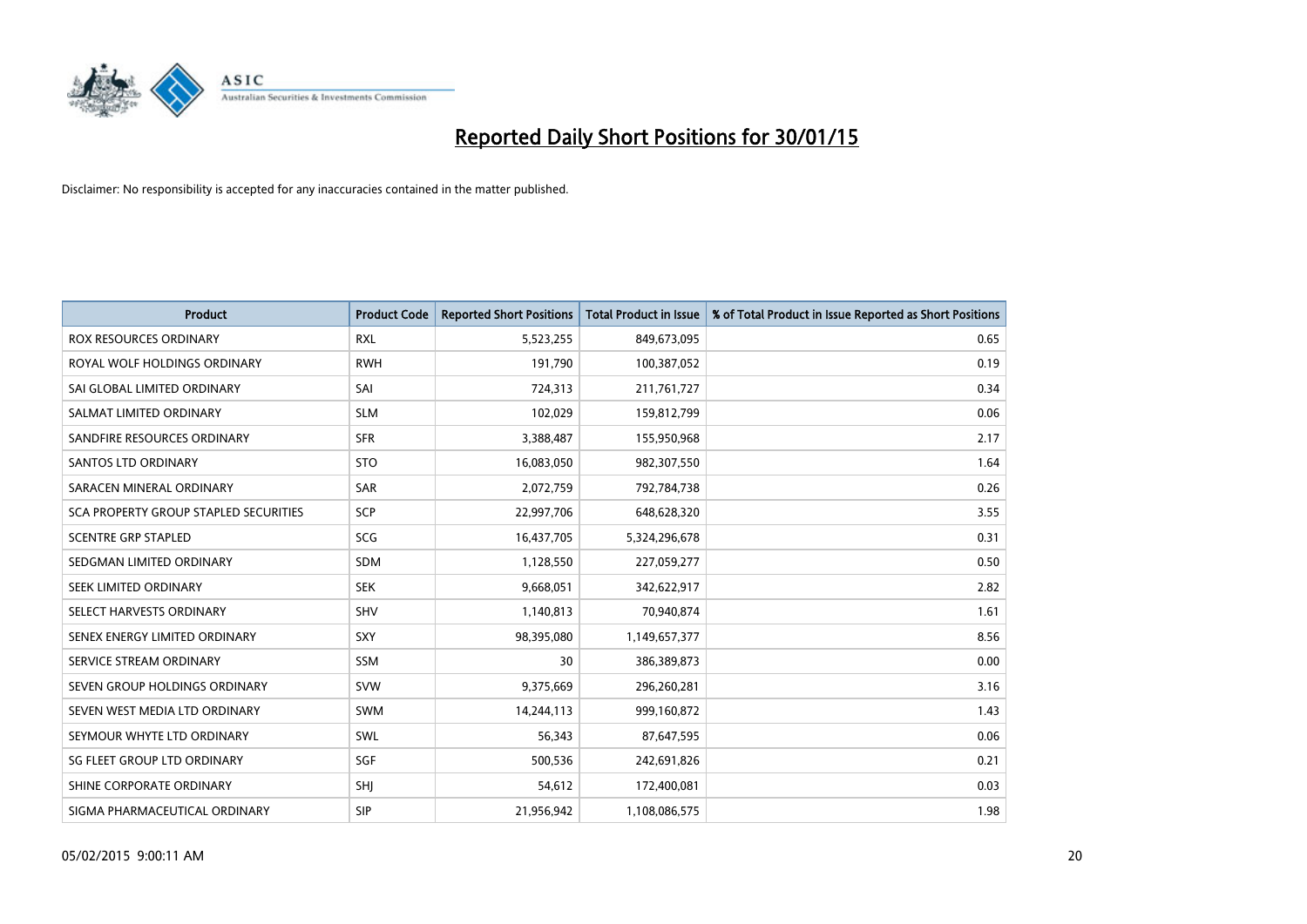# Reported Daily Short Positions for 30/01/15

Disclaimer: No responsibility is accepted for any inaccuracies contained in the matter published.

| Product | Product Code | Reported Short Positions | Total Product in Issue | % of Total Product in Issue Reported as Short Positions |
|---|---|---|---|---|
| ROX RESOURCES ORDINARY | RXL | 5,523,255 | 849,673,095 | 0.65 |
| ROYAL WOLF HOLDINGS ORDINARY | RWH | 191,790 | 100,387,052 | 0.19 |
| SAI GLOBAL LIMITED ORDINARY | SAI | 724,313 | 211,761,727 | 0.34 |
| SALMAT LIMITED ORDINARY | SLM | 102,029 | 159,812,799 | 0.06 |
| SANDFIRE RESOURCES ORDINARY | SFR | 3,388,487 | 155,950,968 | 2.17 |
| SANTOS LTD ORDINARY | STO | 16,083,050 | 982,307,550 | 1.64 |
| SARACEN MINERAL ORDINARY | SAR | 2,072,759 | 792,784,738 | 0.26 |
| SCA PROPERTY GROUP STAPLED SECURITIES | SCP | 22,997,706 | 648,628,320 | 3.55 |
| SCENTRE GRP STAPLED | SCG | 16,437,705 | 5,324,296,678 | 0.31 |
| SEDGMAN LIMITED ORDINARY | SDM | 1,128,550 | 227,059,277 | 0.50 |
| SEEK LIMITED ORDINARY | SEK | 9,668,051 | 342,622,917 | 2.82 |
| SELECT HARVESTS ORDINARY | SHV | 1,140,813 | 70,940,874 | 1.61 |
| SENEX ENERGY LIMITED ORDINARY | SXY | 98,395,080 | 1,149,657,377 | 8.56 |
| SERVICE STREAM ORDINARY | SSM | 30 | 386,389,873 | 0.00 |
| SEVEN GROUP HOLDINGS ORDINARY | SVW | 9,375,669 | 296,260,281 | 3.16 |
| SEVEN WEST MEDIA LTD ORDINARY | SWM | 14,244,113 | 999,160,872 | 1.43 |
| SEYMOUR WHYTE LTD ORDINARY | SWL | 56,343 | 87,647,595 | 0.06 |
| SG FLEET GROUP LTD ORDINARY | SGF | 500,536 | 242,691,826 | 0.21 |
| SHINE CORPORATE ORDINARY | SHJ | 54,612 | 172,400,081 | 0.03 |
| SIGMA PHARMACEUTICAL ORDINARY | SIP | 21,956,942 | 1,108,086,575 | 1.98 |

05/02/2015 9:00:11 AM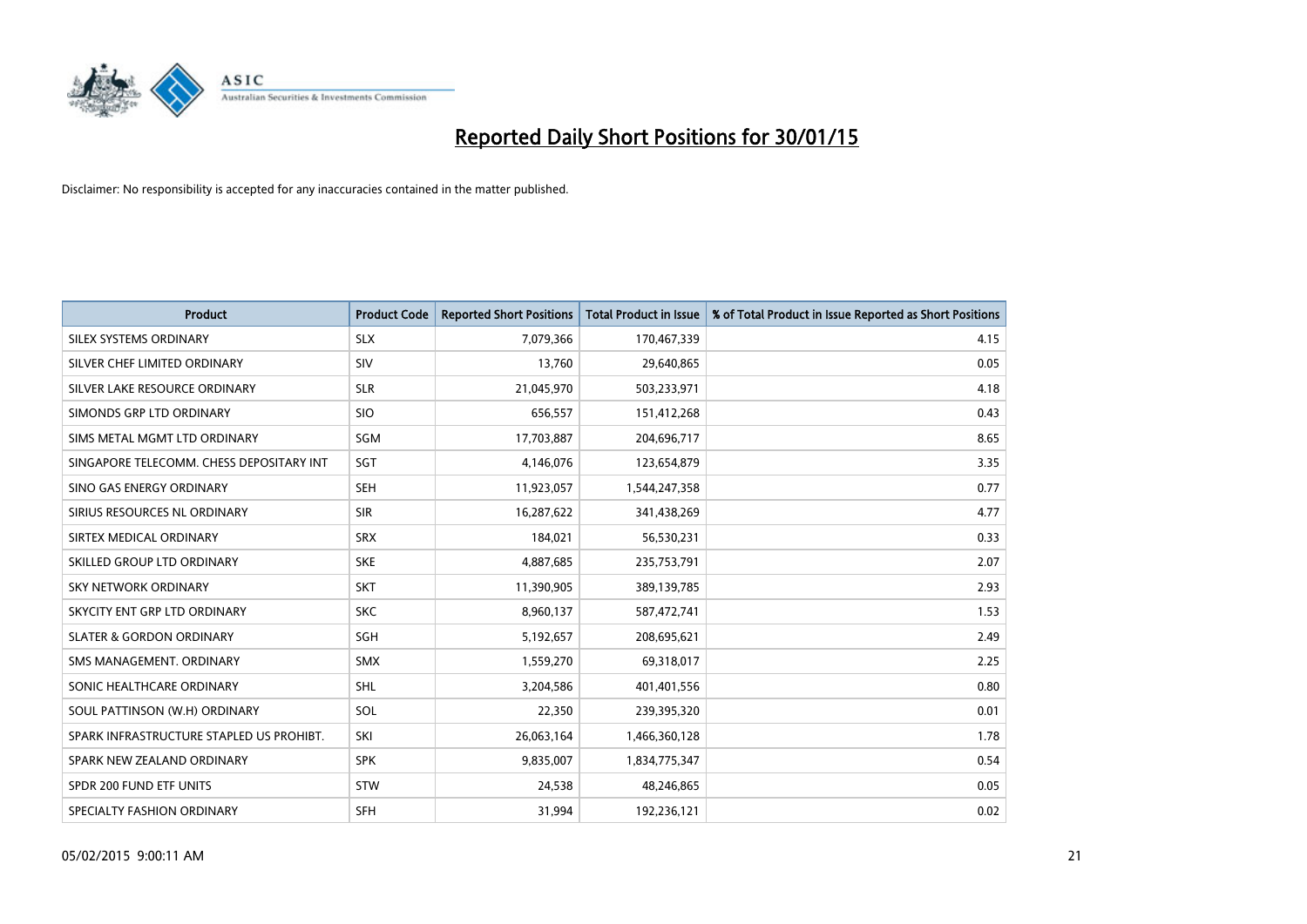# Reported Daily Short Positions for 30/01/15

Disclaimer: No responsibility is accepted for any inaccuracies contained in the matter published.

| Product | Product Code | Reported Short Positions | Total Product in Issue | % of Total Product in Issue Reported as Short Positions |
|---|---|---|---|---|
| SILEX SYSTEMS ORDINARY | SLX | 7,079,366 | 170,467,339 | 4.15 |
| SILVER CHEF LIMITED ORDINARY | SIV | 13,760 | 29,640,865 | 0.05 |
| SILVER LAKE RESOURCE ORDINARY | SLR | 21,045,970 | 503,233,971 | 4.18 |
| SIMONDS GRP LTD ORDINARY | SIO | 656,557 | 151,412,268 | 0.43 |
| SIMS METAL MGMT LTD ORDINARY | SGM | 17,703,887 | 204,696,717 | 8.65 |
| SINGAPORE TELECOMM. CHESS DEPOSITARY INT | SGT | 4,146,076 | 123,654,879 | 3.35 |
| SINO GAS ENERGY ORDINARY | SEH | 11,923,057 | 1,544,247,358 | 0.77 |
| SIRIUS RESOURCES NL ORDINARY | SIR | 16,287,622 | 341,438,269 | 4.77 |
| SIRTEX MEDICAL ORDINARY | SRX | 184,021 | 56,530,231 | 0.33 |
| SKILLED GROUP LTD ORDINARY | SKE | 4,887,685 | 235,753,791 | 2.07 |
| SKY NETWORK ORDINARY | SKT | 11,390,905 | 389,139,785 | 2.93 |
| SKYCITY ENT GRP LTD ORDINARY | SKC | 8,960,137 | 587,472,741 | 1.53 |
| SLATER & GORDON ORDINARY | SGH | 5,192,657 | 208,695,621 | 2.49 |
| SMS MANAGEMENT. ORDINARY | SMX | 1,559,270 | 69,318,017 | 2.25 |
| SONIC HEALTHCARE ORDINARY | SHL | 3,204,586 | 401,401,556 | 0.80 |
| SOUL PATTINSON (W.H) ORDINARY | SOL | 22,350 | 239,395,320 | 0.01 |
| SPARK INFRASTRUCTURE STAPLED US PROHIBT. | SKI | 26,063,164 | 1,466,360,128 | 1.78 |
| SPARK NEW ZEALAND ORDINARY | SPK | 9,835,007 | 1,834,775,347 | 0.54 |
| SPDR 200 FUND ETF UNITS | STW | 24,538 | 48,246,865 | 0.05 |
| SPECIALTY FASHION ORDINARY | SFH | 31,994 | 192,236,121 | 0.02 |

05/02/2015 9:00:11 AM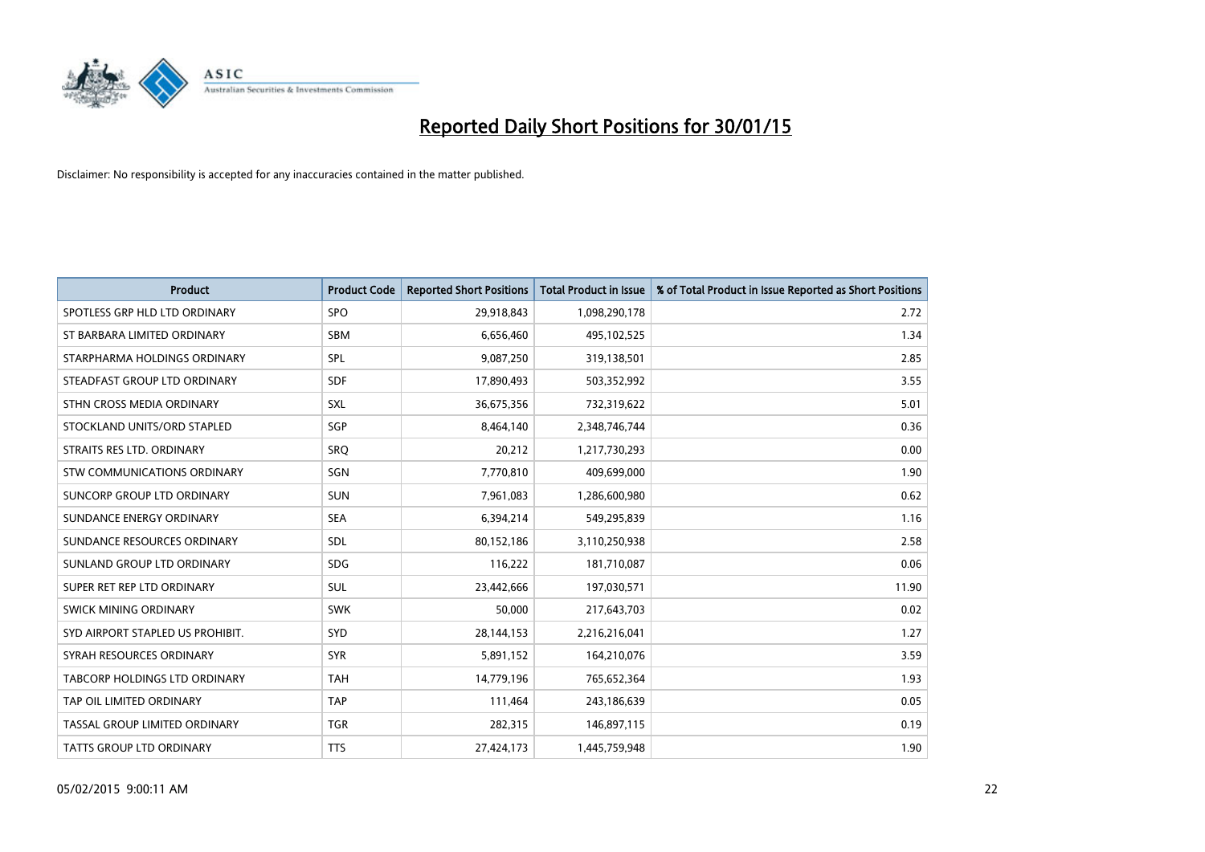# Reported Daily Short Positions for 30/01/15

Disclaimer: No responsibility is accepted for any inaccuracies contained in the matter published.

| Product | Product Code | Reported Short Positions | Total Product in Issue | % of Total Product in Issue Reported as Short Positions |
|---|---|---|---|---|
| SPOTLESS GRP HLD LTD ORDINARY | SPO | 29,918,843 | 1,098,290,178 | 2.72 |
| ST BARBARA LIMITED ORDINARY | SBM | 6,656,460 | 495,102,525 | 1.34 |
| STARPHARMA HOLDINGS ORDINARY | SPL | 9,087,250 | 319,138,501 | 2.85 |
| STEADFAST GROUP LTD ORDINARY | SDF | 17,890,493 | 503,352,992 | 3.55 |
| STHN CROSS MEDIA ORDINARY | SXL | 36,675,356 | 732,319,622 | 5.01 |
| STOCKLAND UNITS/ORD STAPLED | SGP | 8,464,140 | 2,348,746,744 | 0.36 |
| STRAITS RES LTD. ORDINARY | SRQ | 20,212 | 1,217,730,293 | 0.00 |
| STW COMMUNICATIONS ORDINARY | SGN | 7,770,810 | 409,699,000 | 1.90 |
| SUNCORP GROUP LTD ORDINARY | SUN | 7,961,083 | 1,286,600,980 | 0.62 |
| SUNDANCE ENERGY ORDINARY | SEA | 6,394,214 | 549,295,839 | 1.16 |
| SUNDANCE RESOURCES ORDINARY | SDL | 80,152,186 | 3,110,250,938 | 2.58 |
| SUNLAND GROUP LTD ORDINARY | SDG | 116,222 | 181,710,087 | 0.06 |
| SUPER RET REP LTD ORDINARY | SUL | 23,442,666 | 197,030,571 | 11.90 |
| SWICK MINING ORDINARY | SWK | 50,000 | 217,643,703 | 0.02 |
| SYD AIRPORT STAPLED US PROHIBIT. | SYD | 28,144,153 | 2,216,216,041 | 1.27 |
| SYRAH RESOURCES ORDINARY | SYR | 5,891,152 | 164,210,076 | 3.59 |
| TABCORP HOLDINGS LTD ORDINARY | TAH | 14,779,196 | 765,652,364 | 1.93 |
| TAP OIL LIMITED ORDINARY | TAP | 111,464 | 243,186,639 | 0.05 |
| TASSAL GROUP LIMITED ORDINARY | TGR | 282,315 | 146,897,115 | 0.19 |
| TATTS GROUP LTD ORDINARY | TTS | 27,424,173 | 1,445,759,948 | 1.90 |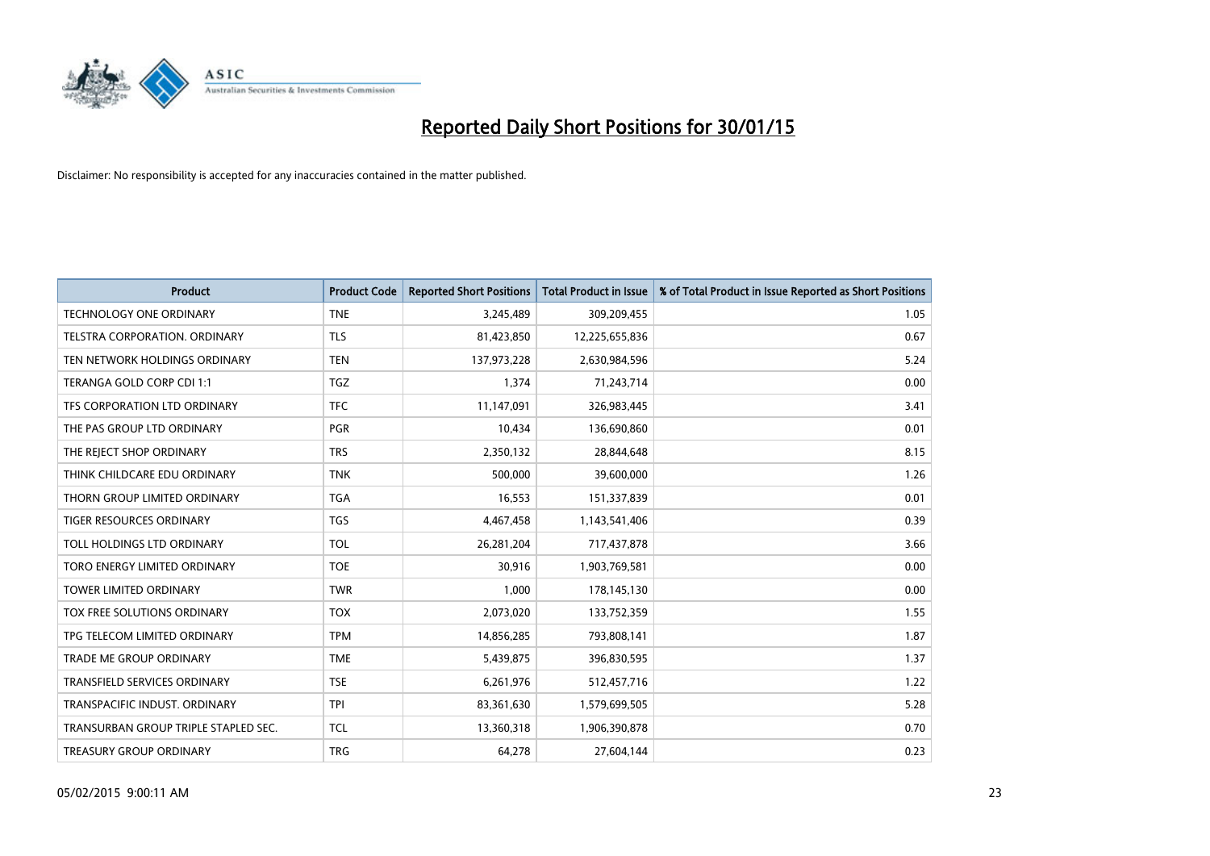# Reported Daily Short Positions for 30/01/15

Disclaimer: No responsibility is accepted for any inaccuracies contained in the matter published.

| Product | Product Code | Reported Short Positions | Total Product in Issue | % of Total Product in Issue Reported as Short Positions |
|---|---|---|---|---|
| TECHNOLOGY ONE ORDINARY | TNE | 3,245,489 | 309,209,455 | 1.05 |
| TELSTRA CORPORATION. ORDINARY | TLS | 81,423,850 | 12,225,655,836 | 0.67 |
| TEN NETWORK HOLDINGS ORDINARY | TEN | 137,973,228 | 2,630,984,596 | 5.24 |
| TERANGA GOLD CORP CDI 1:1 | TGZ | 1,374 | 71,243,714 | 0.00 |
| TFS CORPORATION LTD ORDINARY | TFC | 11,147,091 | 326,983,445 | 3.41 |
| THE PAS GROUP LTD ORDINARY | PGR | 10,434 | 136,690,860 | 0.01 |
| THE REJECT SHOP ORDINARY | TRS | 2,350,132 | 28,844,648 | 8.15 |
| THINK CHILDCARE EDU ORDINARY | TNK | 500,000 | 39,600,000 | 1.26 |
| THORN GROUP LIMITED ORDINARY | TGA | 16,553 | 151,337,839 | 0.01 |
| TIGER RESOURCES ORDINARY | TGS | 4,467,458 | 1,143,541,406 | 0.39 |
| TOLL HOLDINGS LTD ORDINARY | TOL | 26,281,204 | 717,437,878 | 3.66 |
| TORO ENERGY LIMITED ORDINARY | TOE | 30,916 | 1,903,769,581 | 0.00 |
| TOWER LIMITED ORDINARY | TWR | 1,000 | 178,145,130 | 0.00 |
| TOX FREE SOLUTIONS ORDINARY | TOX | 2,073,020 | 133,752,359 | 1.55 |
| TPG TELECOM LIMITED ORDINARY | TPM | 14,856,285 | 793,808,141 | 1.87 |
| TRADE ME GROUP ORDINARY | TME | 5,439,875 | 396,830,595 | 1.37 |
| TRANSFIELD SERVICES ORDINARY | TSE | 6,261,976 | 512,457,716 | 1.22 |
| TRANSPACIFIC INDUST. ORDINARY | TPI | 83,361,630 | 1,579,699,505 | 5.28 |
| TRANSURBAN GROUP TRIPLE STAPLED SEC. | TCL | 13,360,318 | 1,906,390,878 | 0.70 |
| TREASURY GROUP ORDINARY | TRG | 64,278 | 27,604,144 | 0.23 |

05/02/2015 9:00:11 AM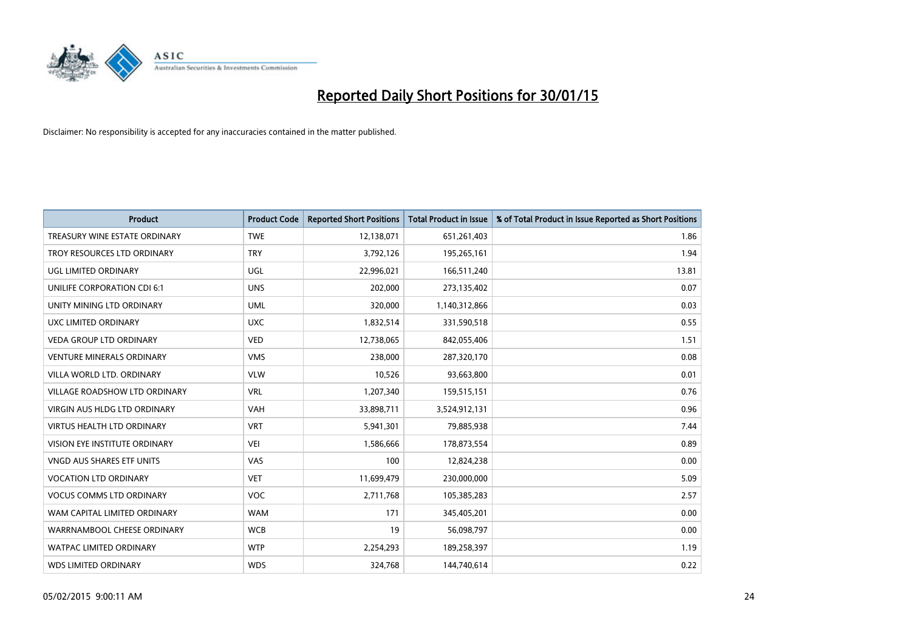# Reported Daily Short Positions for 30/01/15

Disclaimer: No responsibility is accepted for any inaccuracies contained in the matter published.

| Product | Product Code | Reported Short Positions | Total Product in Issue | % of Total Product in Issue Reported as Short Positions |
|---|---|---|---|---|
| TREASURY WINE ESTATE ORDINARY | TWE | 12,138,071 | 651,261,403 | 1.86 |
| TROY RESOURCES LTD ORDINARY | TRY | 3,792,126 | 195,265,161 | 1.94 |
| UGL LIMITED ORDINARY | UGL | 22,996,021 | 166,511,240 | 13.81 |
| UNILIFE CORPORATION CDI 6:1 | UNS | 202,000 | 273,135,402 | 0.07 |
| UNITY MINING LTD ORDINARY | UML | 320,000 | 1,140,312,866 | 0.03 |
| UXC LIMITED ORDINARY | UXC | 1,832,514 | 331,590,518 | 0.55 |
| VEDA GROUP LTD ORDINARY | VED | 12,738,065 | 842,055,406 | 1.51 |
| VENTURE MINERALS ORDINARY | VMS | 238,000 | 287,320,170 | 0.08 |
| VILLA WORLD LTD. ORDINARY | VLW | 10,526 | 93,663,800 | 0.01 |
| VILLAGE ROADSHOW LTD ORDINARY | VRL | 1,207,340 | 159,515,151 | 0.76 |
| VIRGIN AUS HLDG LTD ORDINARY | VAH | 33,898,711 | 3,524,912,131 | 0.96 |
| VIRTUS HEALTH LTD ORDINARY | VRT | 5,941,301 | 79,885,938 | 7.44 |
| VISION EYE INSTITUTE ORDINARY | VEI | 1,586,666 | 178,873,554 | 0.89 |
| VNGD AUS SHARES ETF UNITS | VAS | 100 | 12,824,238 | 0.00 |
| VOCATION LTD ORDINARY | VET | 11,699,479 | 230,000,000 | 5.09 |
| VOCUS COMMS LTD ORDINARY | VOC | 2,711,768 | 105,385,283 | 2.57 |
| WAM CAPITAL LIMITED ORDINARY | WAM | 171 | 345,405,201 | 0.00 |
| WARRNAMBOOL CHEESE ORDINARY | WCB | 19 | 56,098,797 | 0.00 |
| WATPAC LIMITED ORDINARY | WTP | 2,254,293 | 189,258,397 | 1.19 |
| WDS LIMITED ORDINARY | WDS | 324,768 | 144,740,614 | 0.22 |

05/02/2015 9:00:11 AM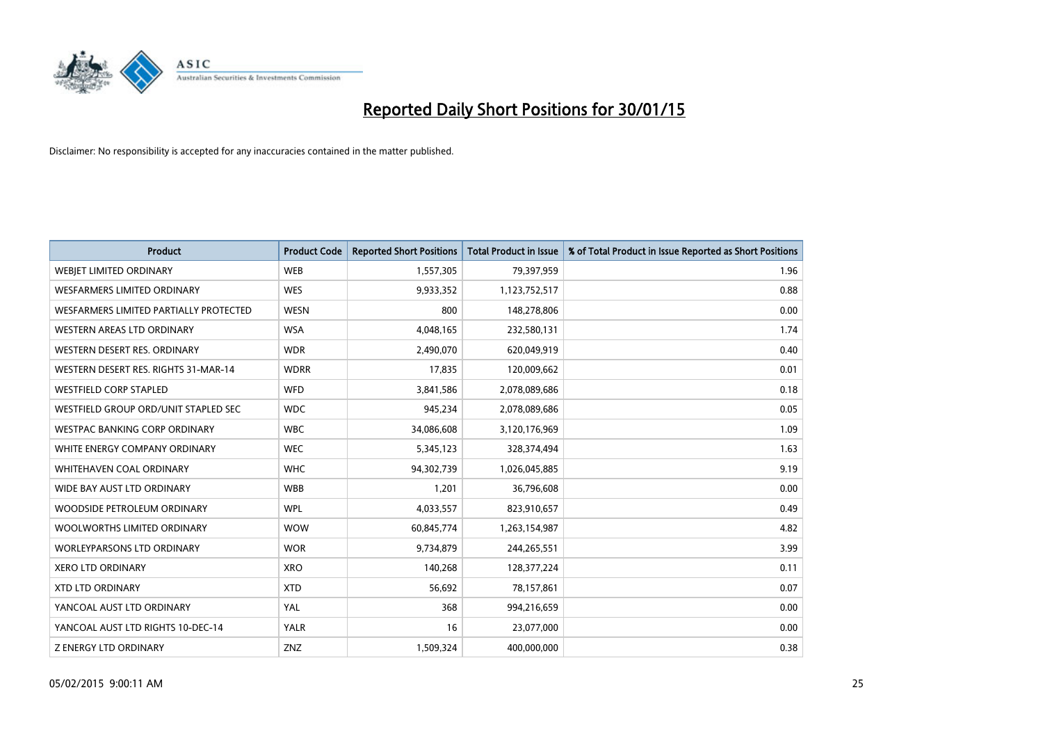# Reported Daily Short Positions for 30/01/15

Disclaimer: No responsibility is accepted for any inaccuracies contained in the matter published.

| Product | Product Code | Reported Short Positions | Total Product in Issue | % of Total Product in Issue Reported as Short Positions |
|---|---|---|---|---|
| WEBJET LIMITED ORDINARY | WEB | 1,557,305 | 79,397,959 | 1.96 |
| WESFARMERS LIMITED ORDINARY | WES | 9,933,352 | 1,123,752,517 | 0.88 |
| WESFARMERS LIMITED PARTIALLY PROTECTED | WESN | 800 | 148,278,806 | 0.00 |
| WESTERN AREAS LTD ORDINARY | WSA | 4,048,165 | 232,580,131 | 1.74 |
| WESTERN DESERT RES. ORDINARY | WDR | 2,490,070 | 620,049,919 | 0.40 |
| WESTERN DESERT RES. RIGHTS 31-MAR-14 | WDRR | 17,835 | 120,009,662 | 0.01 |
| WESTFIELD CORP STAPLED | WFD | 3,841,586 | 2,078,089,686 | 0.18 |
| WESTFIELD GROUP ORD/UNIT STAPLED SEC | WDC | 945,234 | 2,078,089,686 | 0.05 |
| WESTPAC BANKING CORP ORDINARY | WBC | 34,086,608 | 3,120,176,969 | 1.09 |
| WHITE ENERGY COMPANY ORDINARY | WEC | 5,345,123 | 328,374,494 | 1.63 |
| WHITEHAVEN COAL ORDINARY | WHC | 94,302,739 | 1,026,045,885 | 9.19 |
| WIDE BAY AUST LTD ORDINARY | WBB | 1,201 | 36,796,608 | 0.00 |
| WOODSIDE PETROLEUM ORDINARY | WPL | 4,033,557 | 823,910,657 | 0.49 |
| WOOLWORTHS LIMITED ORDINARY | WOW | 60,845,774 | 1,263,154,987 | 4.82 |
| WORLEYPARSONS LTD ORDINARY | WOR | 9,734,879 | 244,265,551 | 3.99 |
| XERO LTD ORDINARY | XRO | 140,268 | 128,377,224 | 0.11 |
| XTD LTD ORDINARY | XTD | 56,692 | 78,157,861 | 0.07 |
| YANCOAL AUST LTD ORDINARY | YAL | 368 | 994,216,659 | 0.00 |
| YANCOAL AUST LTD RIGHTS 10-DEC-14 | YALR | 16 | 23,077,000 | 0.00 |
| Z ENERGY LTD ORDINARY | ZNZ | 1,509,324 | 400,000,000 | 0.38 |

05/02/2015 9:00:11 AM